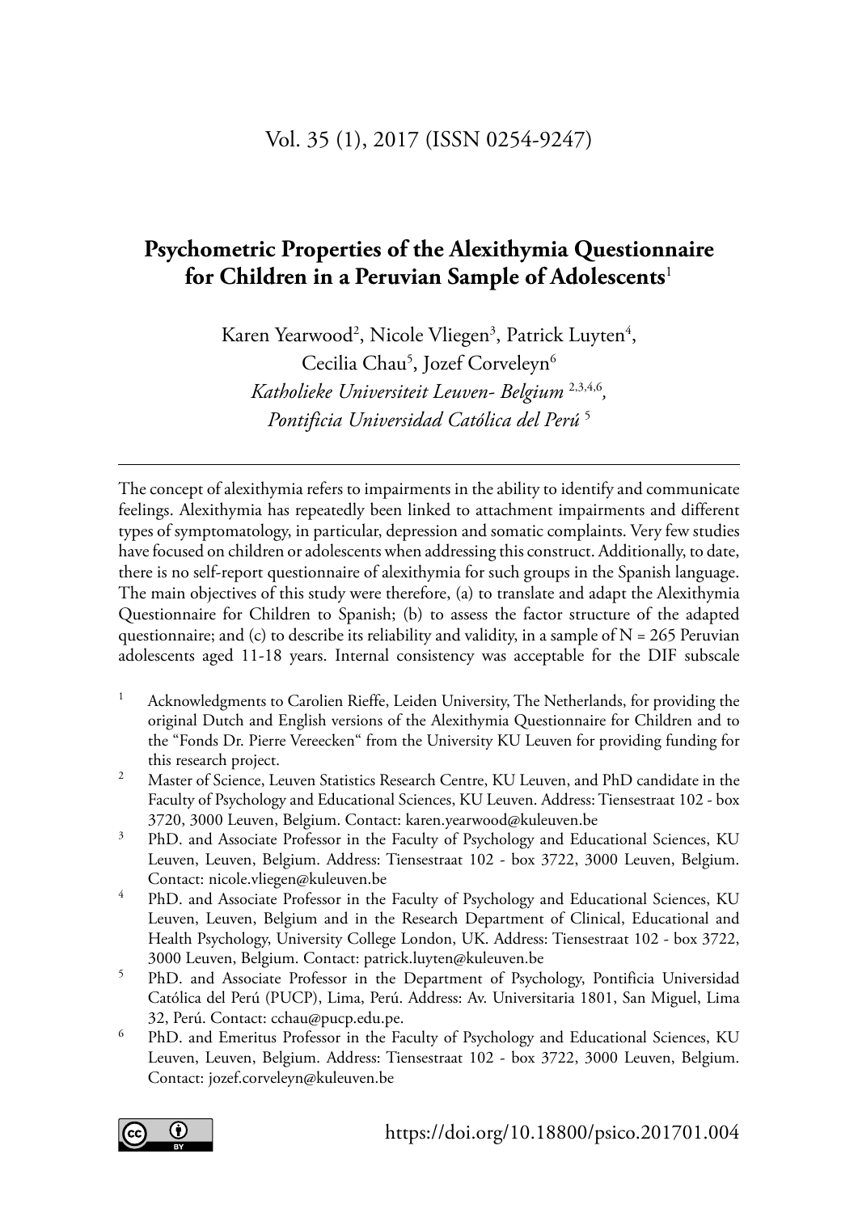# Psychometric Properties of the Alexithymia Questionnaire for Children in a Peruvian Sample of Adolescents[1]

Karen Yearwood[2], Nicole Vliegen[3], Patrick Luyten[4], Cecilia Chau[5], Jozef Corveleyn[6]

*Katholieke Universiteit Leuven- Belgium [2,3,4,6], Pontificia Universidad Católica del Perú [5]*

---

The concept of alexithymia refers to impairments in the ability to identify and communicate feelings. Alexithymia has repeatedly been linked to attachment impairments and different types of symptomatology, in particular, depression and somatic complaints. Very few studies have focused on children or adolescents when addressing this construct. Additionally, to date, there is no self-report questionnaire of alexithymia for such groups in the Spanish language. The main objectives of this study were therefore, (a) to translate and adapt the Alexithymia Questionnaire for Children to Spanish; (b) to assess the factor structure of the adapted questionnaire; and (c) to describe its reliability and validity, in a sample of N = 265 Peruvian adolescents aged 11-18 years. Internal consistency was acceptable for the DIF subscale

[1] Acknowledgments to Carolien Rieffe, Leiden University, The Netherlands, for providing the original Dutch and English versions of the Alexithymia Questionnaire for Children and to the "Fonds Dr. Pierre Vereecken" from the University KU Leuven for providing funding for this research project.

[2] Master of Science, Leuven Statistics Research Centre, KU Leuven, and PhD candidate in the Faculty of Psychology and Educational Sciences, KU Leuven. Address: Tiensestraat 102 - box 3720, 3000 Leuven, Belgium. Contact: karen.yearwood@kuleuven.be

[3] PhD. and Associate Professor in the Faculty of Psychology and Educational Sciences, KU Leuven, Leuven, Belgium. Address: Tiensestraat 102 - box 3722, 3000 Leuven, Belgium. Contact: nicole.vliegen@kuleuven.be

[4] PhD. and Associate Professor in the Faculty of Psychology and Educational Sciences, KU Leuven, Leuven, Belgium and in the Research Department of Clinical, Educational and Health Psychology, University College London, UK. Address: Tiensestraat 102 - box 3722, 3000 Leuven, Belgium. Contact: patrick.luyten@kuleuven.be

[5] PhD. and Associate Professor in the Department of Psychology, Pontificia Universidad Católica del Perú (PUCP), Lima, Perú. Address: Av. Universitaria 1801, San Miguel, Lima 32, Perú. Contact: cchau@pucp.edu.pe.

[6] PhD. and Emeritus Professor in the Faculty of Psychology and Educational Sciences, KU Leuven, Leuven, Belgium. Address: Tiensestraat 102 - box 3722, 3000 Leuven, Belgium. Contact: jozef.corveleyn@kuleuven.be

https://doi.org/10.18800/psico.201701.004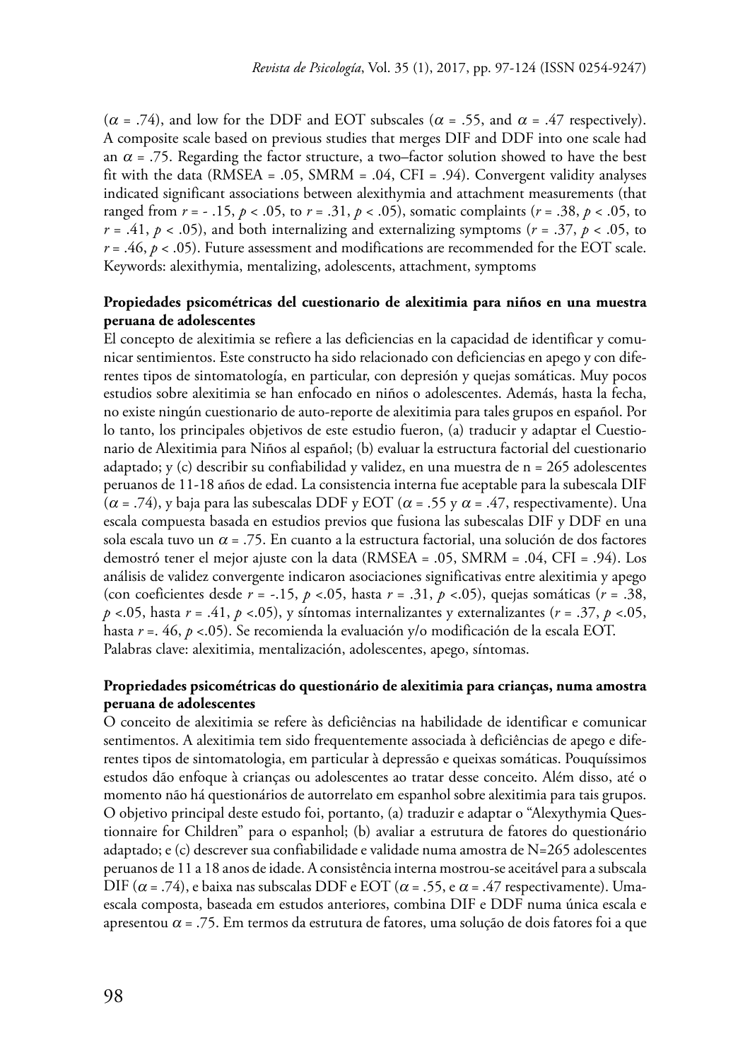($\alpha$ = .74), and low for the DDF and EOT subscales ($\alpha$ = .55, and $\alpha$ = .47 respectively). A composite scale based on previous studies that merges DIF and DDF into one scale had an $\alpha$ = .75. Regarding the factor structure, a two–factor solution showed to have the best fit with the data (RMSEA = .05, SMRM = .04, CFI = .94). Convergent validity analyses indicated significant associations between alexithymia and attachment measurements (that ranged from $r$ = - .15, $p$ < .05, to $r$ = .31, $p$ < .05), somatic complaints ($r$ = .38, $p$ < .05, to $r$ = .41, $p$ < .05), and both internalizing and externalizing symptoms ($r$ = .37, $p$ < .05, to $r$ = .46, $p$ < .05). Future assessment and modifications are recommended for the EOT scale. Keywords: alexithymia, mentalizing, adolescents, attachment, symptoms

**Propiedades psicométricas del cuestionario de alexitimia para niños en una muestra peruana de adolescentes**

El concepto de alexitimia se refiere a las deficiencias en la capacidad de identificar y comunicar sentimientos. Este constructo ha sido relacionado con deficiencias en apego y con diferentes tipos de sintomatología, en particular, con depresión y quejas somáticas. Muy pocos estudios sobre alexitimia se han enfocado en niños o adolescentes. Además, hasta la fecha, no existe ningún cuestionario de auto-reporte de alexitimia para tales grupos en español. Por lo tanto, los principales objetivos de este estudio fueron, (a) traducir y adaptar el Cuestionario de Alexitimia para Niños al español; (b) evaluar la estructura factorial del cuestionario adaptado; y (c) describir su confiabilidad y validez, en una muestra de n = 265 adolescentes peruanos de 11-18 años de edad. La consistencia interna fue aceptable para la subescala DIF ($\alpha$ = .74), y baja para las subescalas DDF y EOT ($\alpha$ = .55 y $\alpha$ = .47, respectivamente). Una escala compuesta basada en estudios previos que fusiona las subescalas DIF y DDF en una sola escala tuvo un $\alpha$ = .75. En cuanto a la estructura factorial, una solución de dos factores demostró tener el mejor ajuste con la data (RMSEA = .05, SMRM = .04, CFI = .94). Los análisis de validez convergente indicaron asociaciones significativas entre alexitimia y apego (con coeficientes desde $r$ = -.15, $p$ <.05, hasta $r$ = .31, $p$ <.05), quejas somáticas ($r$ = .38, $p$ <.05, hasta $r$ = .41, $p$ <.05), y síntomas internalizantes y externalizantes ($r$ = .37, $p$ <.05, hasta $r$ =. 46, $p$ <.05). Se recomienda la evaluación y/o modificación de la escala EOT. Palabras clave: alexitimia, mentalización, adolescentes, apego, síntomas.

**Propriedades psicométricas do questionário de alexitimia para crianças, numa amostra peruana de adolescentes**

O conceito de alexitimia se refere às deficiências na habilidade de identificar e comunicar sentimentos. A alexitimia tem sido frequentemente associada à deficiências de apego e diferentes tipos de sintomatologia, em particular à depressão e queixas somáticas. Pouquíssimos estudos dão enfoque à crianças ou adolescentes ao tratar desse conceito. Além disso, até o momento não há questionários de autorrelato em espanhol sobre alexitimia para tais grupos. O objetivo principal deste estudo foi, portanto, (a) traduzir e adaptar o "Alexythymia Questionnaire for Children" para o espanhol; (b) avaliar a estrutura de fatores do questionário adaptado; e (c) descrever sua confiabilidade e validade numa amostra de N=265 adolescentes peruanos de 11 a 18 anos de idade. A consistência interna mostrou-se aceitável para a subscala DIF ($\alpha$ = .74), e baixa nas subscalas DDF e EOT ($\alpha$ = .55, e $\alpha$ = .47 respectivamente). Umaescala composta, baseada em estudos anteriores, combina DIF e DDF numa única escala e apresentou $\alpha$ = .75. Em termos da estrutura de fatores, uma solução de dois fatores foi a que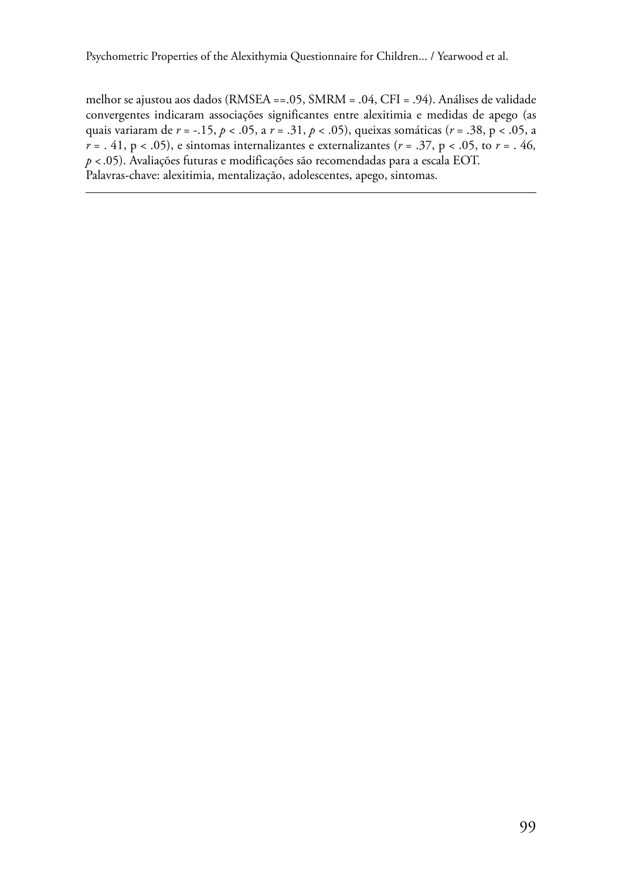melhor se ajustou aos dados (RMSEA ==.05, SMRM = .04, CFI = .94). Análises de validade convergentes indicaram associações significantes entre alexitimia e medidas de apego (as quais variaram de $r = -.15$, $p < .05$, a $r = .31$, $p < .05$), queixas somáticas ($r = .38$, $p < .05$, a $r = .41$, $p < .05$), e sintomas internalizantes e externalizantes ($r = .37$, $p < .05$, to $r = .46$, $p < .05$). Avaliações futuras e modificações são recomendadas para a escala EOT.

Palavras-chave: alexitimia, mentalização, adolescentes, apego, sintomas.

---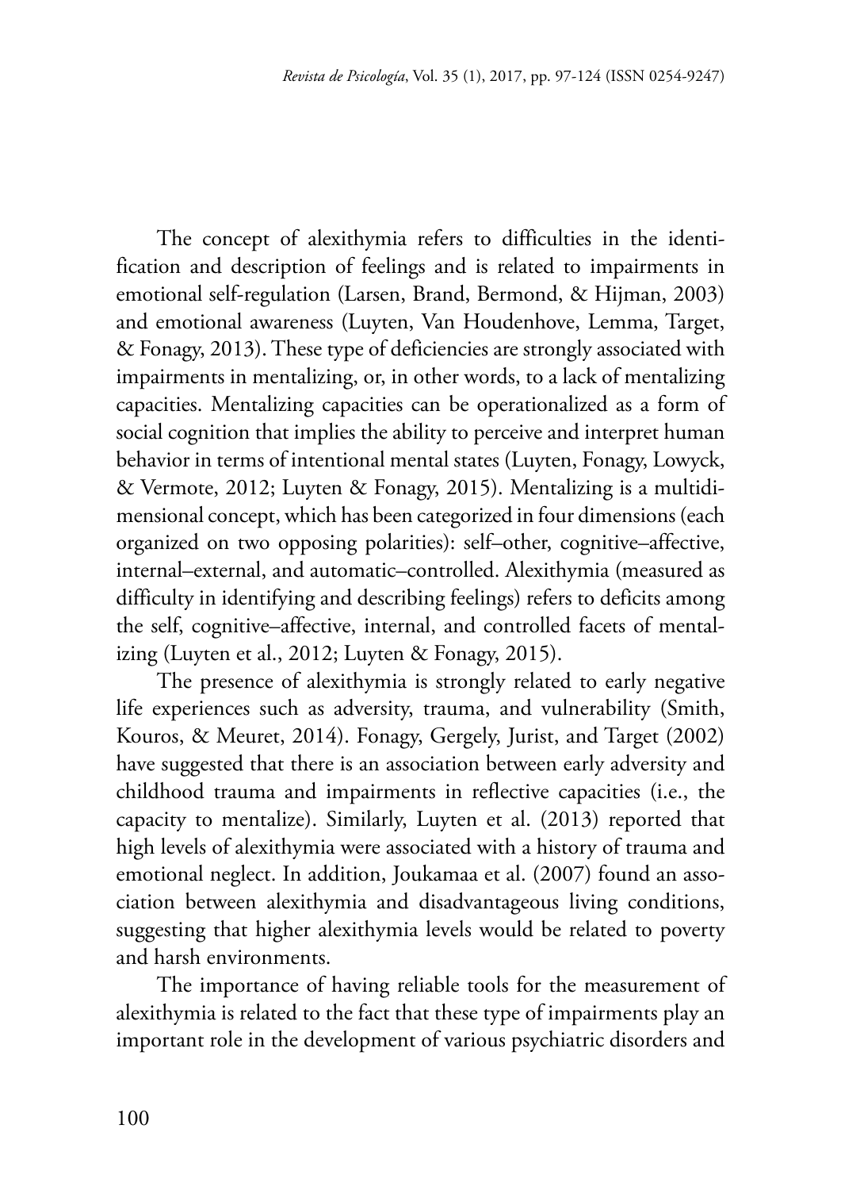The concept of alexithymia refers to difficulties in the identification and description of feelings and is related to impairments in emotional self-regulation (Larsen, Brand, Bermond, & Hijman, 2003) and emotional awareness (Luyten, Van Houdenhove, Lemma, Target, & Fonagy, 2013). These type of deficiencies are strongly associated with impairments in mentalizing, or, in other words, to a lack of mentalizing capacities. Mentalizing capacities can be operationalized as a form of social cognition that implies the ability to perceive and interpret human behavior in terms of intentional mental states (Luyten, Fonagy, Lowyck, & Vermote, 2012; Luyten & Fonagy, 2015). Mentalizing is a multidimensional concept, which has been categorized in four dimensions (each organized on two opposing polarities): self–other, cognitive–affective, internal–external, and automatic–controlled. Alexithymia (measured as difficulty in identifying and describing feelings) refers to deficits among the self, cognitive–affective, internal, and controlled facets of mentalizing (Luyten et al., 2012; Luyten & Fonagy, 2015).

The presence of alexithymia is strongly related to early negative life experiences such as adversity, trauma, and vulnerability (Smith, Kouros, & Meuret, 2014). Fonagy, Gergely, Jurist, and Target (2002) have suggested that there is an association between early adversity and childhood trauma and impairments in reflective capacities (i.e., the capacity to mentalize). Similarly, Luyten et al. (2013) reported that high levels of alexithymia were associated with a history of trauma and emotional neglect. In addition, Joukamaa et al. (2007) found an association between alexithymia and disadvantageous living conditions, suggesting that higher alexithymia levels would be related to poverty and harsh environments.

The importance of having reliable tools for the measurement of alexithymia is related to the fact that these type of impairments play an important role in the development of various psychiatric disorders and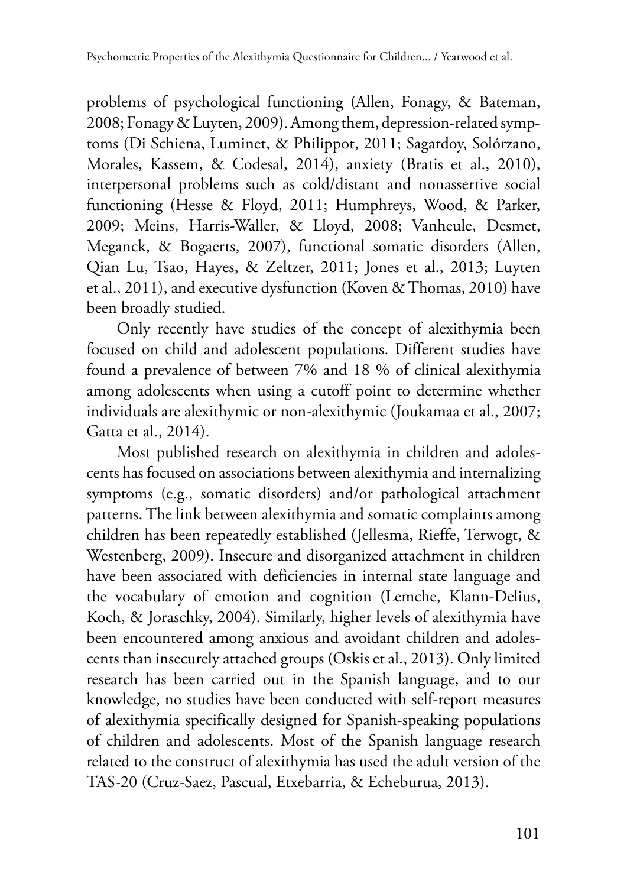problems of psychological functioning (Allen, Fonagy, & Bateman, 2008; Fonagy & Luyten, 2009). Among them, depression-related symptoms (Di Schiena, Luminet, & Philippot, 2011; Sagardoy, Solórzano, Morales, Kassem, & Codesal, 2014), anxiety (Bratis et al., 2010), interpersonal problems such as cold/distant and nonassertive social functioning (Hesse & Floyd, 2011; Humphreys, Wood, & Parker, 2009; Meins, Harris-Waller, & Lloyd, 2008; Vanheule, Desmet, Meganck, & Bogaerts, 2007), functional somatic disorders (Allen, Qian Lu, Tsao, Hayes, & Zeltzer, 2011; Jones et al., 2013; Luyten et al., 2011), and executive dysfunction (Koven & Thomas, 2010) have been broadly studied.

Only recently have studies of the concept of alexithymia been focused on child and adolescent populations. Different studies have found a prevalence of between 7% and 18 % of clinical alexithymia among adolescents when using a cutoff point to determine whether individuals are alexithymic or non-alexithymic (Joukamaa et al., 2007; Gatta et al., 2014).

Most published research on alexithymia in children and adolescents has focused on associations between alexithymia and internalizing symptoms (e.g., somatic disorders) and/or pathological attachment patterns. The link between alexithymia and somatic complaints among children has been repeatedly established (Jellesma, Rieffe, Terwogt, & Westenberg, 2009). Insecure and disorganized attachment in children have been associated with deficiencies in internal state language and the vocabulary of emotion and cognition (Lemche, Klann-Delius, Koch, & Joraschky, 2004). Similarly, higher levels of alexithymia have been encountered among anxious and avoidant children and adolescents than insecurely attached groups (Oskis et al., 2013). Only limited research has been carried out in the Spanish language, and to our knowledge, no studies have been conducted with self-report measures of alexithymia specifically designed for Spanish-speaking populations of children and adolescents. Most of the Spanish language research related to the construct of alexithymia has used the adult version of the TAS-20 (Cruz-Saez, Pascual, Etxebarria, & Echeburua, 2013).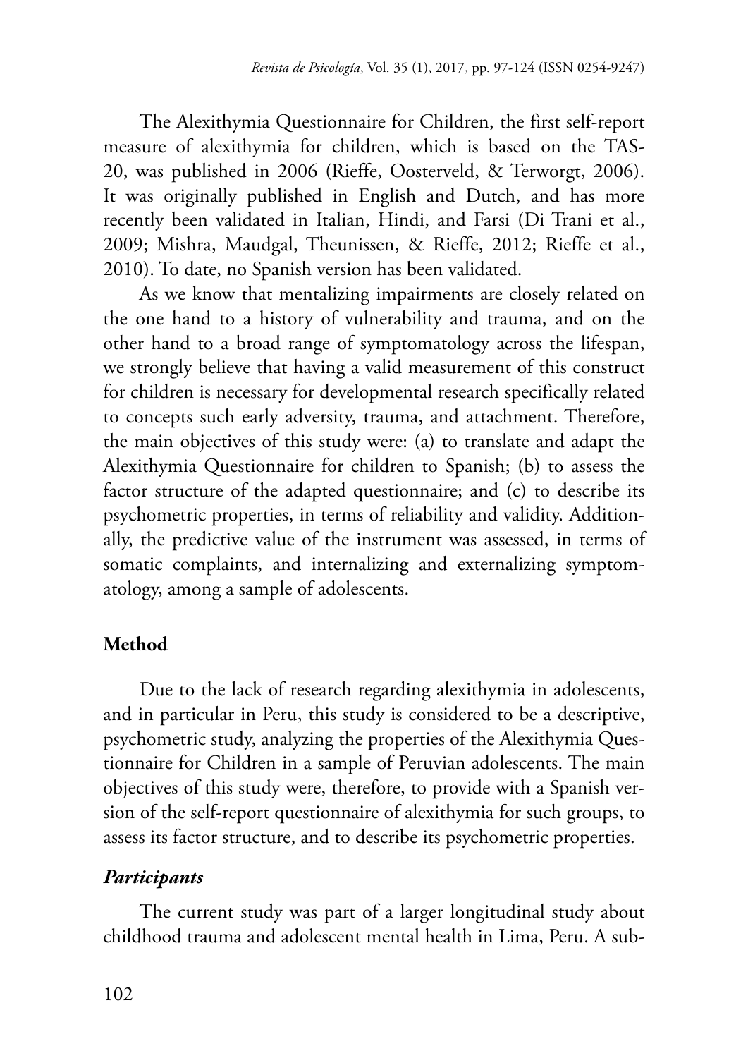The Alexithymia Questionnaire for Children, the first self-report measure of alexithymia for children, which is based on the TAS-20, was published in 2006 (Rieffe, Oosterveld, & Terworgt, 2006). It was originally published in English and Dutch, and has more recently been validated in Italian, Hindi, and Farsi (Di Trani et al., 2009; Mishra, Maudgal, Theunissen, & Rieffe, 2012; Rieffe et al., 2010). To date, no Spanish version has been validated.

As we know that mentalizing impairments are closely related on the one hand to a history of vulnerability and trauma, and on the other hand to a broad range of symptomatology across the lifespan, we strongly believe that having a valid measurement of this construct for children is necessary for developmental research specifically related to concepts such early adversity, trauma, and attachment. Therefore, the main objectives of this study were: (a) to translate and adapt the Alexithymia Questionnaire for children to Spanish; (b) to assess the factor structure of the adapted questionnaire; and (c) to describe its psychometric properties, in terms of reliability and validity. Additionally, the predictive value of the instrument was assessed, in terms of somatic complaints, and internalizing and externalizing symptomatology, among a sample of adolescents.

## Method

Due to the lack of research regarding alexithymia in adolescents, and in particular in Peru, this study is considered to be a descriptive, psychometric study, analyzing the properties of the Alexithymia Questionnaire for Children in a sample of Peruvian adolescents. The main objectives of this study were, therefore, to provide with a Spanish version of the self-report questionnaire of alexithymia for such groups, to assess its factor structure, and to describe its psychometric properties.

### *Participants*

The current study was part of a larger longitudinal study about childhood trauma and adolescent mental health in Lima, Peru. A sub-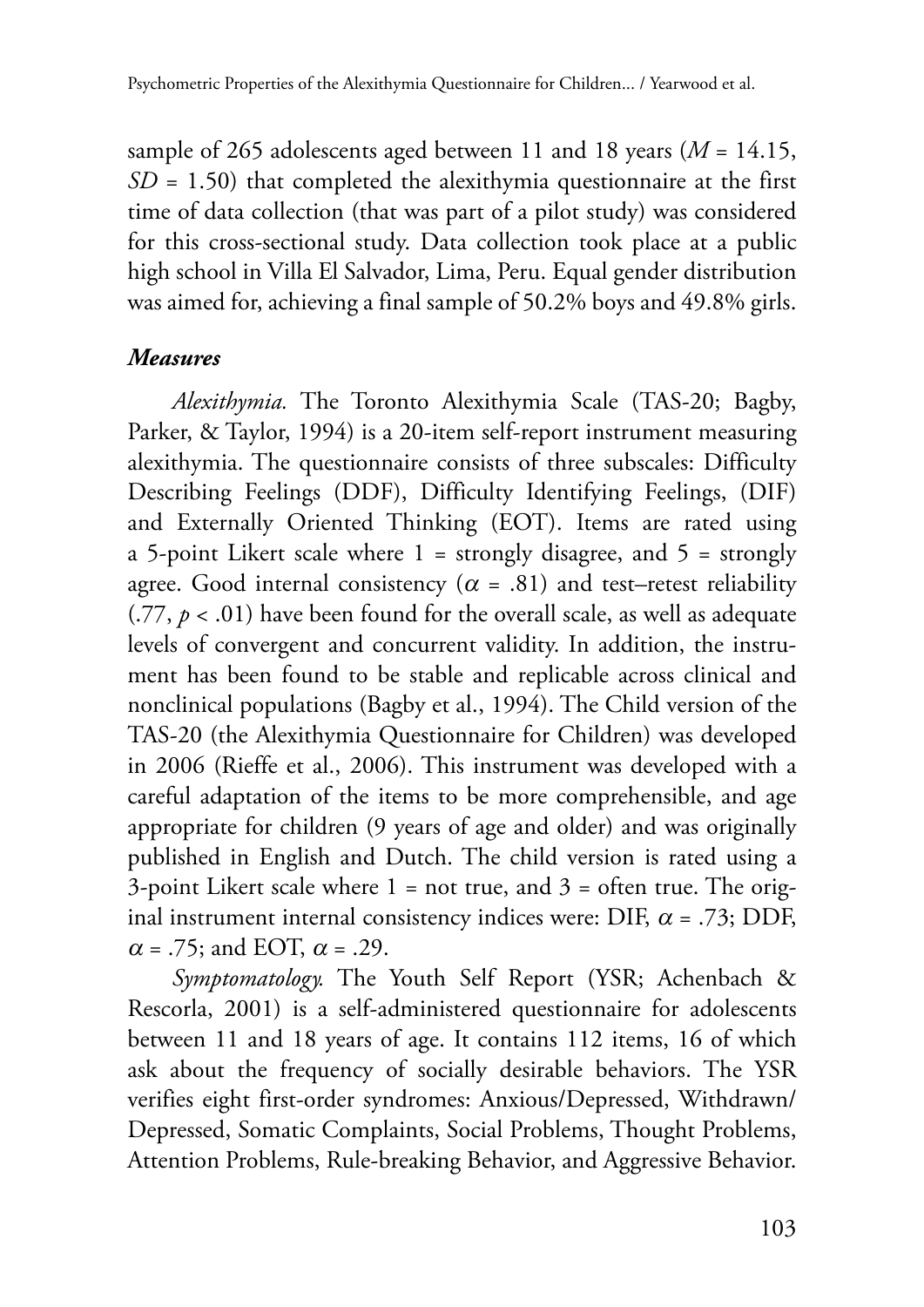sample of 265 adolescents aged between 11 and 18 years ($M$ = 14.15, $SD$ = 1.50) that completed the alexithymia questionnaire at the first time of data collection (that was part of a pilot study) was considered for this cross-sectional study. Data collection took place at a public high school in Villa El Salvador, Lima, Peru. Equal gender distribution was aimed for, achieving a final sample of 50.2% boys and 49.8% girls.

### *Measures*

*Alexithymia.* The Toronto Alexithymia Scale (TAS-20; Bagby, Parker, & Taylor, 1994) is a 20-item self-report instrument measuring alexithymia. The questionnaire consists of three subscales: Difficulty Describing Feelings (DDF), Difficulty Identifying Feelings, (DIF) and Externally Oriented Thinking (EOT). Items are rated using a 5-point Likert scale where 1 = strongly disagree, and 5 = strongly agree. Good internal consistency ($\alpha$ = .81) and test–retest reliability (.77, $p$ < .01) have been found for the overall scale, as well as adequate levels of convergent and concurrent validity. In addition, the instrument has been found to be stable and replicable across clinical and nonclinical populations (Bagby et al., 1994). The Child version of the TAS-20 (the Alexithymia Questionnaire for Children) was developed in 2006 (Rieffe et al., 2006). This instrument was developed with a careful adaptation of the items to be more comprehensible, and age appropriate for children (9 years of age and older) and was originally published in English and Dutch. The child version is rated using a 3-point Likert scale where 1 = not true, and 3 = often true. The original instrument internal consistency indices were: DIF, $\alpha$ = .73; DDF, $\alpha$ = .75; and EOT, $\alpha$ = .29.

*Symptomatology.* The Youth Self Report (YSR; Achenbach & Rescorla, 2001) is a self-administered questionnaire for adolescents between 11 and 18 years of age. It contains 112 items, 16 of which ask about the frequency of socially desirable behaviors. The YSR verifies eight first-order syndromes: Anxious/Depressed, Withdrawn/Depressed, Somatic Complaints, Social Problems, Thought Problems, Attention Problems, Rule-breaking Behavior, and Aggressive Behavior.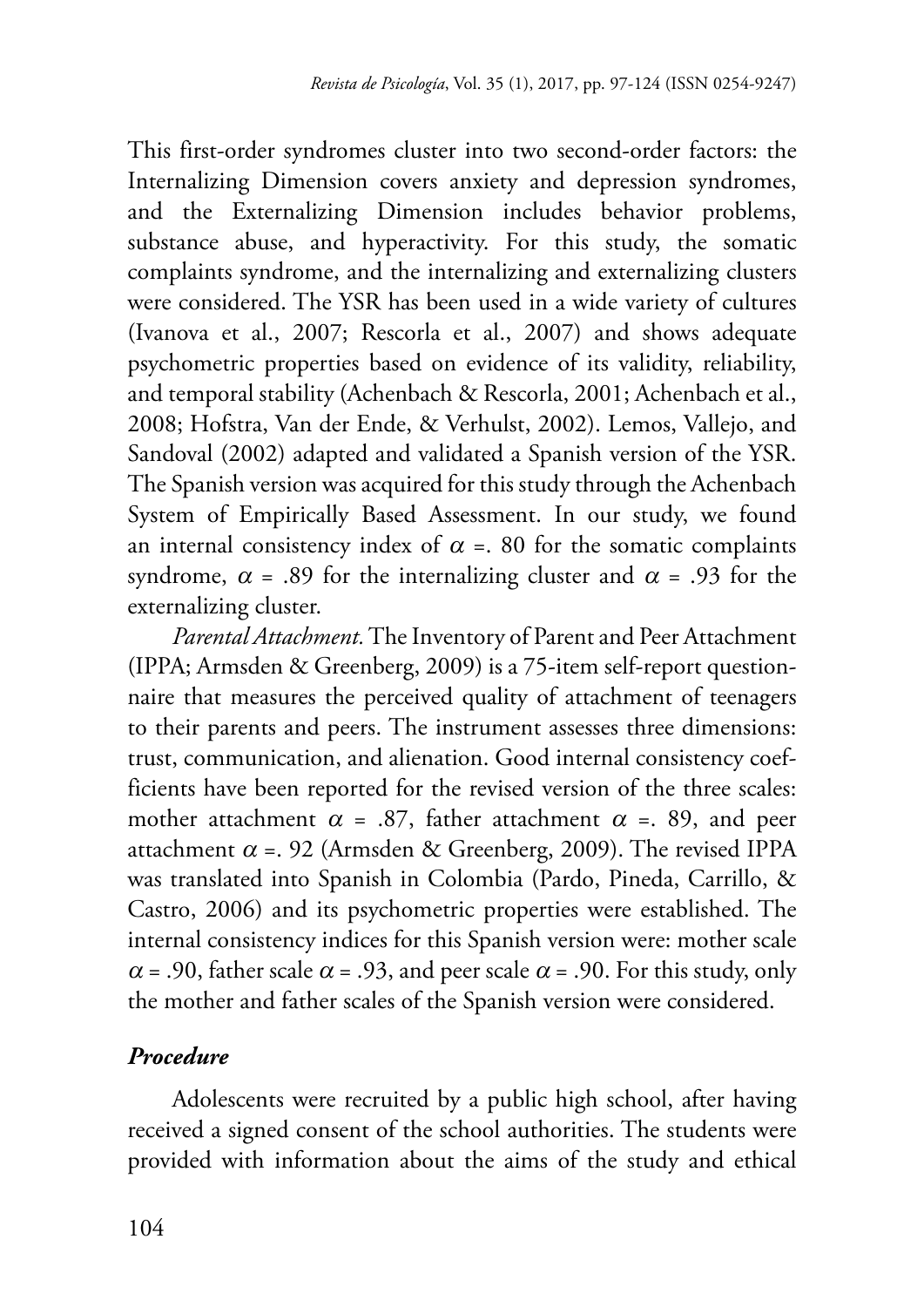This first-order syndromes cluster into two second-order factors: the Internalizing Dimension covers anxiety and depression syndromes, and the Externalizing Dimension includes behavior problems, substance abuse, and hyperactivity. For this study, the somatic complaints syndrome, and the internalizing and externalizing clusters were considered. The YSR has been used in a wide variety of cultures (Ivanova et al., 2007; Rescorla et al., 2007) and shows adequate psychometric properties based on evidence of its validity, reliability, and temporal stability (Achenbach & Rescorla, 2001; Achenbach et al., 2008; Hofstra, Van der Ende, & Verhulst, 2002). Lemos, Vallejo, and Sandoval (2002) adapted and validated a Spanish version of the YSR. The Spanish version was acquired for this study through the Achenbach System of Empirically Based Assessment. In our study, we found an internal consistency index of $\alpha$ =. 80 for the somatic complaints syndrome, $\alpha$ = .89 for the internalizing cluster and $\alpha$ = .93 for the externalizing cluster.

*Parental Attachment.* The Inventory of Parent and Peer Attachment (IPPA; Armsden & Greenberg, 2009) is a 75-item self-report questionnaire that measures the perceived quality of attachment of teenagers to their parents and peers. The instrument assesses three dimensions: trust, communication, and alienation. Good internal consistency coefficients have been reported for the revised version of the three scales: mother attachment $\alpha$ = .87, father attachment $\alpha$ =. 89, and peer attachment $\alpha$ =. 92 (Armsden & Greenberg, 2009). The revised IPPA was translated into Spanish in Colombia (Pardo, Pineda, Carrillo, & Castro, 2006) and its psychometric properties were established. The internal consistency indices for this Spanish version were: mother scale $\alpha$ = .90, father scale $\alpha$ = .93, and peer scale $\alpha$ = .90. For this study, only the mother and father scales of the Spanish version were considered.

### *Procedure*

Adolescents were recruited by a public high school, after having received a signed consent of the school authorities. The students were provided with information about the aims of the study and ethical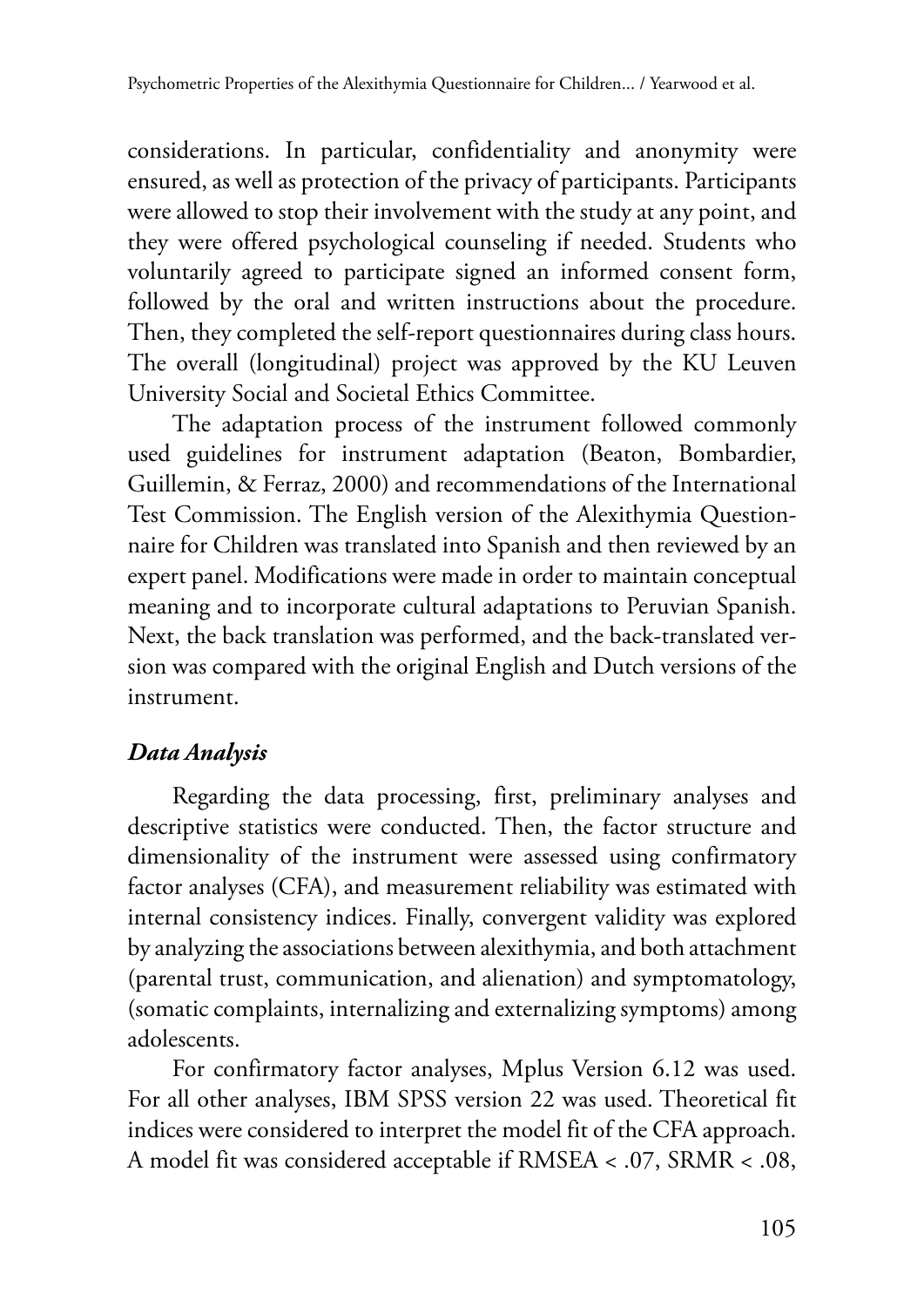considerations. In particular, confidentiality and anonymity were ensured, as well as protection of the privacy of participants. Participants were allowed to stop their involvement with the study at any point, and they were offered psychological counseling if needed. Students who voluntarily agreed to participate signed an informed consent form, followed by the oral and written instructions about the procedure. Then, they completed the self-report questionnaires during class hours. The overall (longitudinal) project was approved by the KU Leuven University Social and Societal Ethics Committee.

The adaptation process of the instrument followed commonly used guidelines for instrument adaptation (Beaton, Bombardier, Guillemin, & Ferraz, 2000) and recommendations of the International Test Commission. The English version of the Alexithymia Questionnaire for Children was translated into Spanish and then reviewed by an expert panel. Modifications were made in order to maintain conceptual meaning and to incorporate cultural adaptations to Peruvian Spanish. Next, the back translation was performed, and the back-translated version was compared with the original English and Dutch versions of the instrument.

### *Data Analysis*

Regarding the data processing, first, preliminary analyses and descriptive statistics were conducted. Then, the factor structure and dimensionality of the instrument were assessed using confirmatory factor analyses (CFA), and measurement reliability was estimated with internal consistency indices. Finally, convergent validity was explored by analyzing the associations between alexithymia, and both attachment (parental trust, communication, and alienation) and symptomatology, (somatic complaints, internalizing and externalizing symptoms) among adolescents.

For confirmatory factor analyses, Mplus Version 6.12 was used. For all other analyses, IBM SPSS version 22 was used. Theoretical fit indices were considered to interpret the model fit of the CFA approach. A model fit was considered acceptable if RMSEA < .07, SRMR < .08,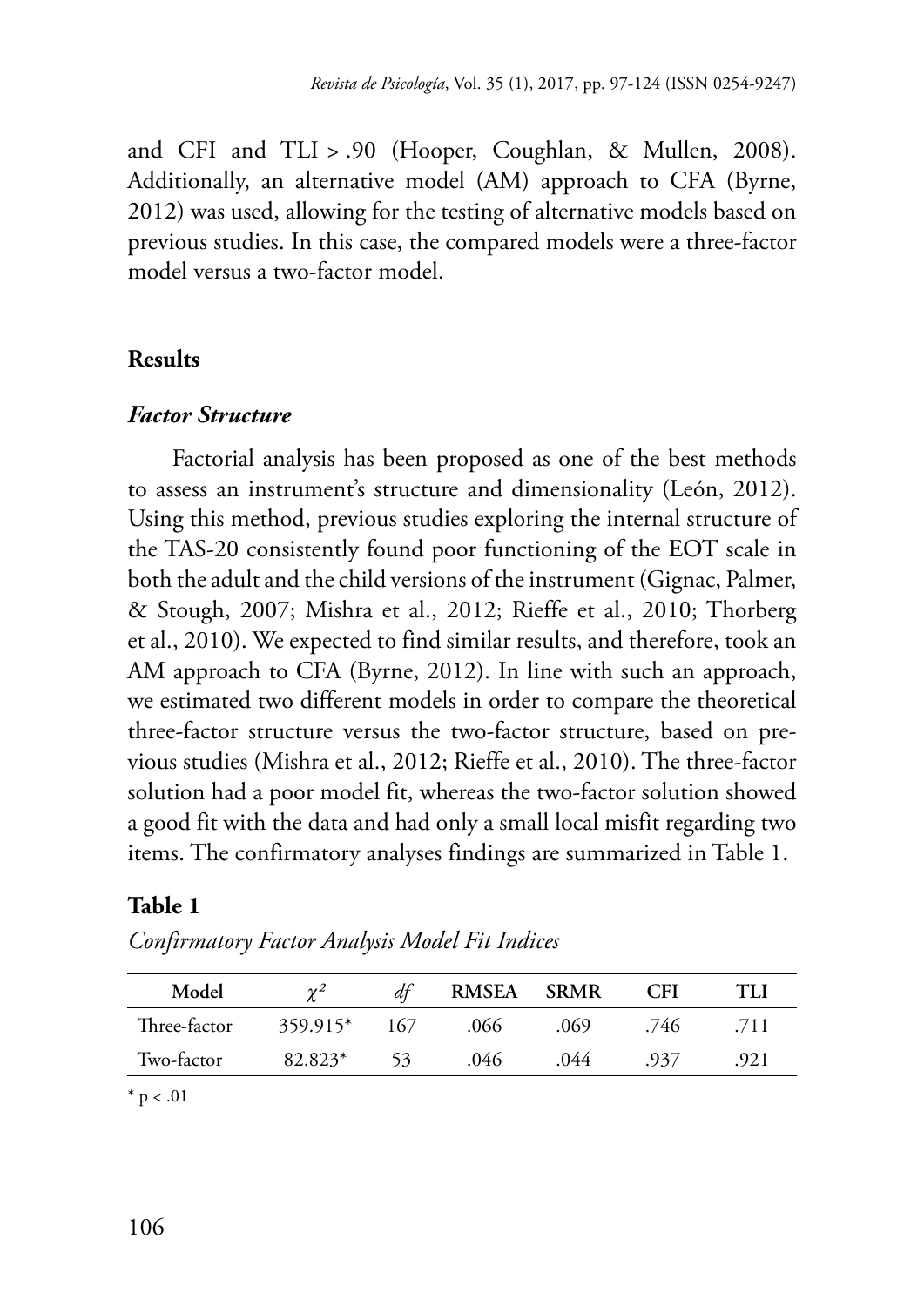and CFI and TLI > .90 (Hooper, Coughlan, & Mullen, 2008). Additionally, an alternative model (AM) approach to CFA (Byrne, 2012) was used, allowing for the testing of alternative models based on previous studies. In this case, the compared models were a three-factor model versus a two-factor model.

## Results

### *Factor Structure*

Factorial analysis has been proposed as one of the best methods to assess an instrument's structure and dimensionality (León, 2012). Using this method, previous studies exploring the internal structure of the TAS-20 consistently found poor functioning of the EOT scale in both the adult and the child versions of the instrument (Gignac, Palmer, & Stough, 2007; Mishra et al., 2012; Rieffe et al., 2010; Thorberg et al., 2010). We expected to find similar results, and therefore, took an AM approach to CFA (Byrne, 2012). In line with such an approach, we estimated two different models in order to compare the theoretical three-factor structure versus the two-factor structure, based on previous studies (Mishra et al., 2012; Rieffe et al., 2010). The three-factor solution had a poor model fit, whereas the two-factor solution showed a good fit with the data and had only a small local misfit regarding two items. The confirmatory analyses findings are summarized in Table 1.

**Table 1**

*Confirmatory Factor Analysis Model Fit Indices*

| Model | $\chi^2$ | *df* | RMSEA | SRMR | CFI | TLI |
|---|---|---|---|---|---|---|
| Three-factor | 359.915* | 167 | .066 | .069 | .746 | .711 |
| Two-factor | 82.823* | 53 | .046 | .044 | .937 | .921 |

* $p < .01$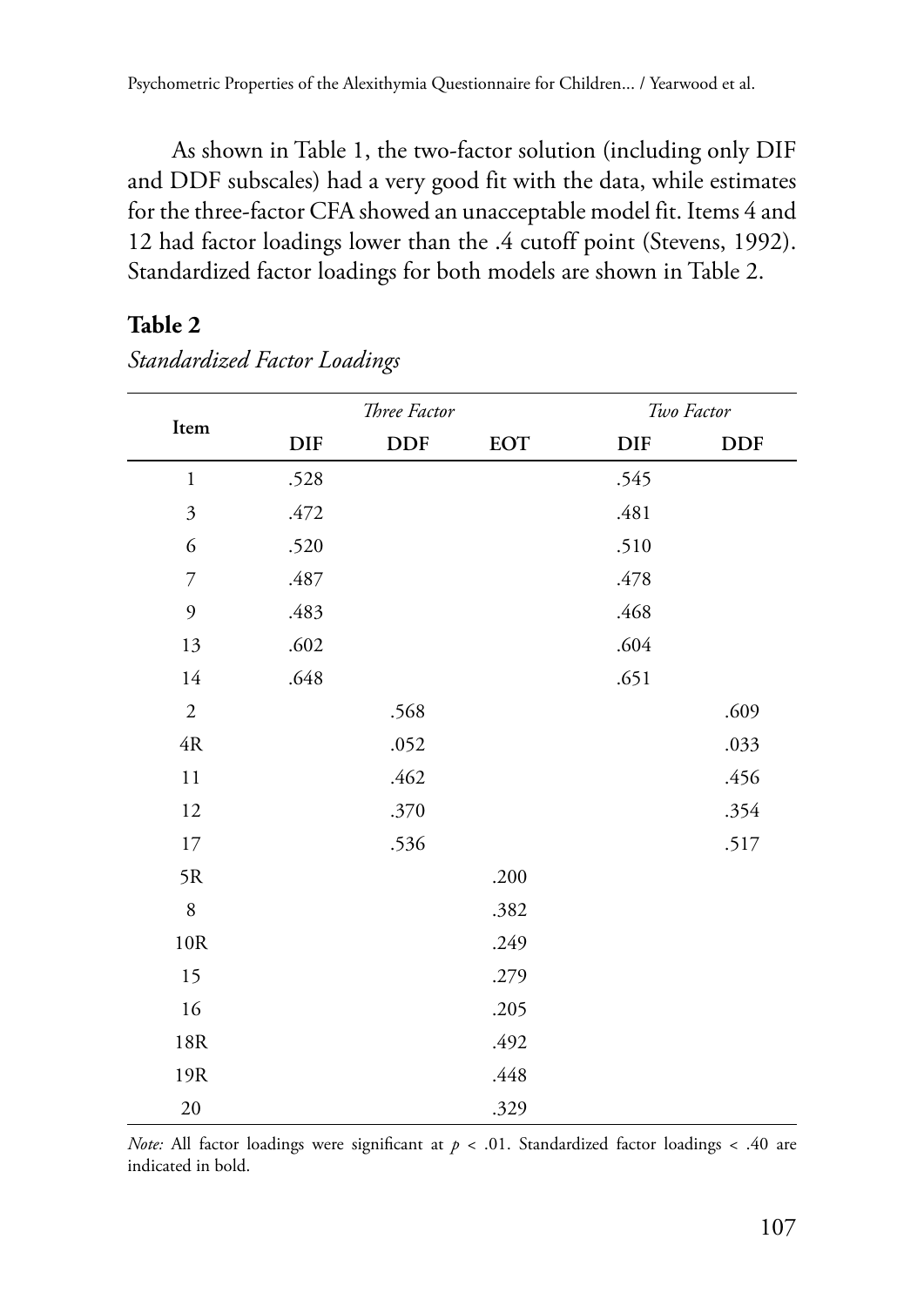As shown in Table 1, the two-factor solution (including only DIF and DDF subscales) had a very good fit with the data, while estimates for the three-factor CFA showed an unacceptable model fit. Items 4 and 12 had factor loadings lower than the .4 cutoff point (Stevens, 1992). Standardized factor loadings for both models are shown in Table 2.

**Table 2**

*Standardized Factor Loadings*

| Item | *Three Factor* | | | *Two Factor* | |
|---|---|---|---|---|---|
| | **DIF** | **DDF** | **EOT** | **DIF** | **DDF** |
| 1 | .528 | | | .545 | |
| 3 | .472 | | | .481 | |
| 6 | .520 | | | .510 | |
| 7 | .487 | | | .478 | |
| 9 | .483 | | | .468 | |
| 13 | .602 | | | .604 | |
| 14 | .648 | | | .651 | |
| 2 | | .568 | | | .609 |
| 4R | | .052 | | | .033 |
| 11 | | .462 | | | .456 |
| 12 | | .370 | | | .354 |
| 17 | | .536 | | | .517 |
| 5R | | | .200 | | |
| 8 | | | .382 | | |
| 10R | | | .249 | | |
| 15 | | | .279 | | |
| 16 | | | .205 | | |
| 18R | | | .492 | | |
| 19R | | | .448 | | |
| 20 | | | .329 | | |

*Note:* All factor loadings were significant at $p < .01$. Standardized factor loadings < .40 are indicated in bold.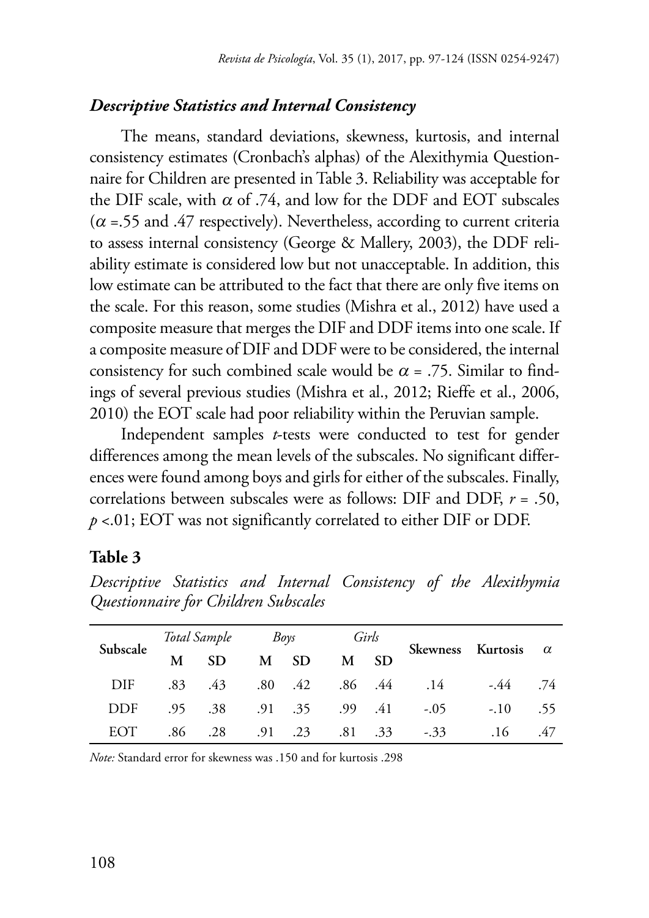### *Descriptive Statistics and Internal Consistency*

The means, standard deviations, skewness, kurtosis, and internal consistency estimates (Cronbach's alphas) of the Alexithymia Questionnaire for Children are presented in Table 3. Reliability was acceptable for the DIF scale, with $\alpha$ of .74, and low for the DDF and EOT subscales ($\alpha$ =.55 and .47 respectively). Nevertheless, according to current criteria to assess internal consistency (George & Mallery, 2003), the DDF reliability estimate is considered low but not unacceptable. In addition, this low estimate can be attributed to the fact that there are only five items on the scale. For this reason, some studies (Mishra et al., 2012) have used a composite measure that merges the DIF and DDF items into one scale. If a composite measure of DIF and DDF were to be considered, the internal consistency for such combined scale would be $\alpha$ = .75. Similar to findings of several previous studies (Mishra et al., 2012; Rieffe et al., 2006, 2010) the EOT scale had poor reliability within the Peruvian sample.

Independent samples *t*-tests were conducted to test for gender differences among the mean levels of the subscales. No significant differences were found among boys and girls for either of the subscales. Finally, correlations between subscales were as follows: DIF and DDF, $r$ = .50, $p$ <.01; EOT was not significantly correlated to either DIF or DDF.

**Table 3**

*Descriptive Statistics and Internal Consistency of the Alexithymia Questionnaire for Children Subscales*

| Subscale | *Total Sample* | | *Boys* | | *Girls* | | Skewness | Kurtosis | $\alpha$ |
|---|---|---|---|---|---|---|---|---|---|
| | M | SD | M | SD | M | SD | | | |
| DIF | .83 | .43 | .80 | .42 | .86 | .44 | .14 | -.44 | .74 |
| DDF | .95 | .38 | .91 | .35 | .99 | .41 | -.05 | -.10 | .55 |
| EOT | .86 | .28 | .91 | .23 | .81 | .33 | -.33 | .16 | .47 |

*Note:* Standard error for skewness was .150 and for kurtosis .298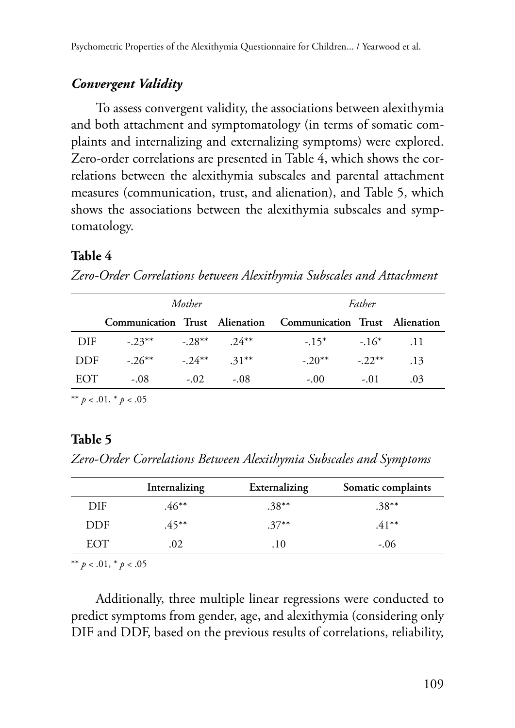### *Convergent Validity*

To assess convergent validity, the associations between alexithymia and both attachment and symptomatology (in terms of somatic complaints and internalizing and externalizing symptoms) were explored. Zero-order correlations are presented in Table 4, which shows the correlations between the alexithymia subscales and parental attachment measures (communication, trust, and alienation), and Table 5, which shows the associations between the alexithymia subscales and symptomatology.

**Table 4**

*Zero-Order Correlations between Alexithymia Subscales and Attachment*

| | *Mother* | | | *Father* | | |
|---|---|---|---|---|---|---|
| | **Communication** | **Trust** | **Alienation** | **Communication** | **Trust** | **Alienation** |
| DIF | -.23** | -.28** | .24** | -.15* | -.16* | .11 |
| DDF | -.26** | -.24** | .31** | -.20** | -.22** | .13 |
| EOT | -.08 | -.02 | -.08 | -.00 | -.01 | .03 |

** $p < .01$, * $p < .05$

**Table 5**

*Zero-Order Correlations Between Alexithymia Subscales and Symptoms*

| | **Internalizing** | **Externalizing** | **Somatic complaints** |
|---|---|---|---|
| DIF | .46** | .38** | .38** |
| DDF | .45** | .37** | .41** |
| EOT | .02 | .10 | -.06 |

** $p < .01$, * $p < .05$

Additionally, three multiple linear regressions were conducted to predict symptoms from gender, age, and alexithymia (considering only DIF and DDF, based on the previous results of correlations, reliability,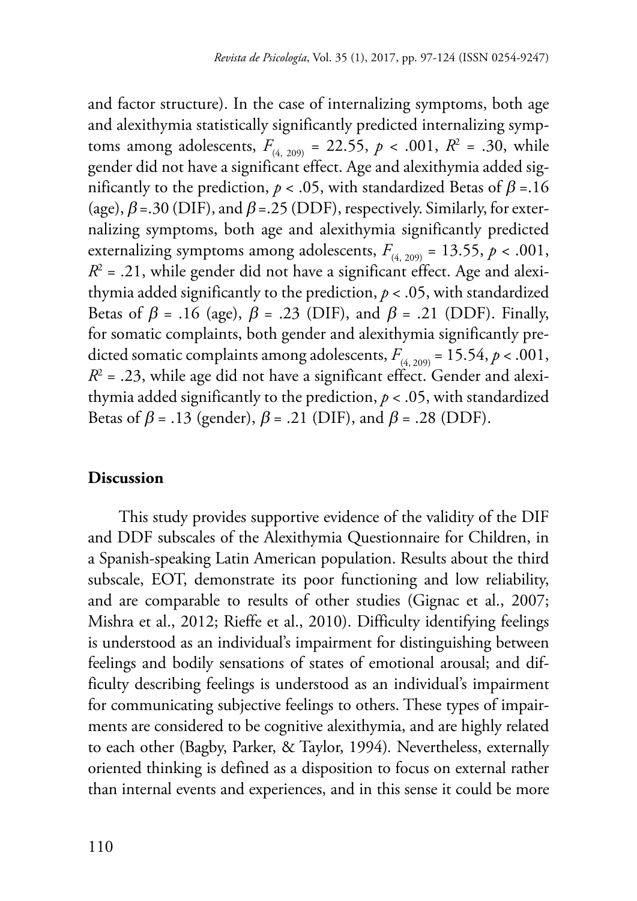and factor structure). In the case of internalizing symptoms, both age and alexithymia statistically significantly predicted internalizing symptoms among adolescents, $F_{(4, 209)} = 22.55$, $p < .001$, $R^2 = .30$, while gender did not have a significant effect. Age and alexithymia added significantly to the prediction, $p < .05$, with standardized Betas of $\beta = .16$ (age), $\beta = .30$ (DIF), and $\beta = .25$ (DDF), respectively. Similarly, for externalizing symptoms, both age and alexithymia significantly predicted externalizing symptoms among adolescents, $F_{(4, 209)} = 13.55$, $p < .001$, $R^2 = .21$, while gender did not have a significant effect. Age and alexithymia added significantly to the prediction, $p < .05$, with standardized Betas of $\beta = .16$ (age), $\beta = .23$ (DIF), and $\beta = .21$ (DDF). Finally, for somatic complaints, both gender and alexithymia significantly predicted somatic complaints among adolescents, $F_{(4, 209)} = 15.54$, $p < .001$, $R^2 = .23$, while age did not have a significant effect. Gender and alexithymia added significantly to the prediction, $p < .05$, with standardized Betas of $\beta = .13$ (gender), $\beta = .21$ (DIF), and $\beta = .28$ (DDF).

## Discussion

This study provides supportive evidence of the validity of the DIF and DDF subscales of the Alexithymia Questionnaire for Children, in a Spanish-speaking Latin American population. Results about the third subscale, EOT, demonstrate its poor functioning and low reliability, and are comparable to results of other studies (Gignac et al., 2007; Mishra et al., 2012; Rieffe et al., 2010). Difficulty identifying feelings is understood as an individual's impairment for distinguishing between feelings and bodily sensations of states of emotional arousal; and difficulty describing feelings is understood as an individual's impairment for communicating subjective feelings to others. These types of impairments are considered to be cognitive alexithymia, and are highly related to each other (Bagby, Parker, & Taylor, 1994). Nevertheless, externally oriented thinking is defined as a disposition to focus on external rather than internal events and experiences, and in this sense it could be more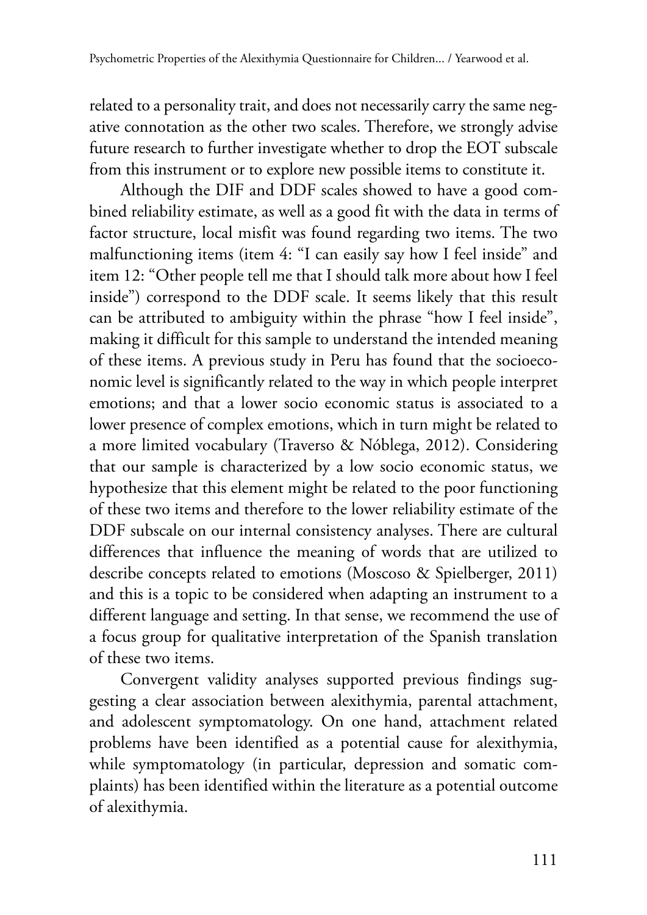related to a personality trait, and does not necessarily carry the same negative connotation as the other two scales. Therefore, we strongly advise future research to further investigate whether to drop the EOT subscale from this instrument or to explore new possible items to constitute it.

Although the DIF and DDF scales showed to have a good combined reliability estimate, as well as a good fit with the data in terms of factor structure, local misfit was found regarding two items. The two malfunctioning items (item 4: "I can easily say how I feel inside" and item 12: "Other people tell me that I should talk more about how I feel inside") correspond to the DDF scale. It seems likely that this result can be attributed to ambiguity within the phrase "how I feel inside", making it difficult for this sample to understand the intended meaning of these items. A previous study in Peru has found that the socioeconomic level is significantly related to the way in which people interpret emotions; and that a lower socio economic status is associated to a lower presence of complex emotions, which in turn might be related to a more limited vocabulary (Traverso & Nóblega, 2012). Considering that our sample is characterized by a low socio economic status, we hypothesize that this element might be related to the poor functioning of these two items and therefore to the lower reliability estimate of the DDF subscale on our internal consistency analyses. There are cultural differences that influence the meaning of words that are utilized to describe concepts related to emotions (Moscoso & Spielberger, 2011) and this is a topic to be considered when adapting an instrument to a different language and setting. In that sense, we recommend the use of a focus group for qualitative interpretation of the Spanish translation of these two items.

Convergent validity analyses supported previous findings suggesting a clear association between alexithymia, parental attachment, and adolescent symptomatology. On one hand, attachment related problems have been identified as a potential cause for alexithymia, while symptomatology (in particular, depression and somatic complaints) has been identified within the literature as a potential outcome of alexithymia.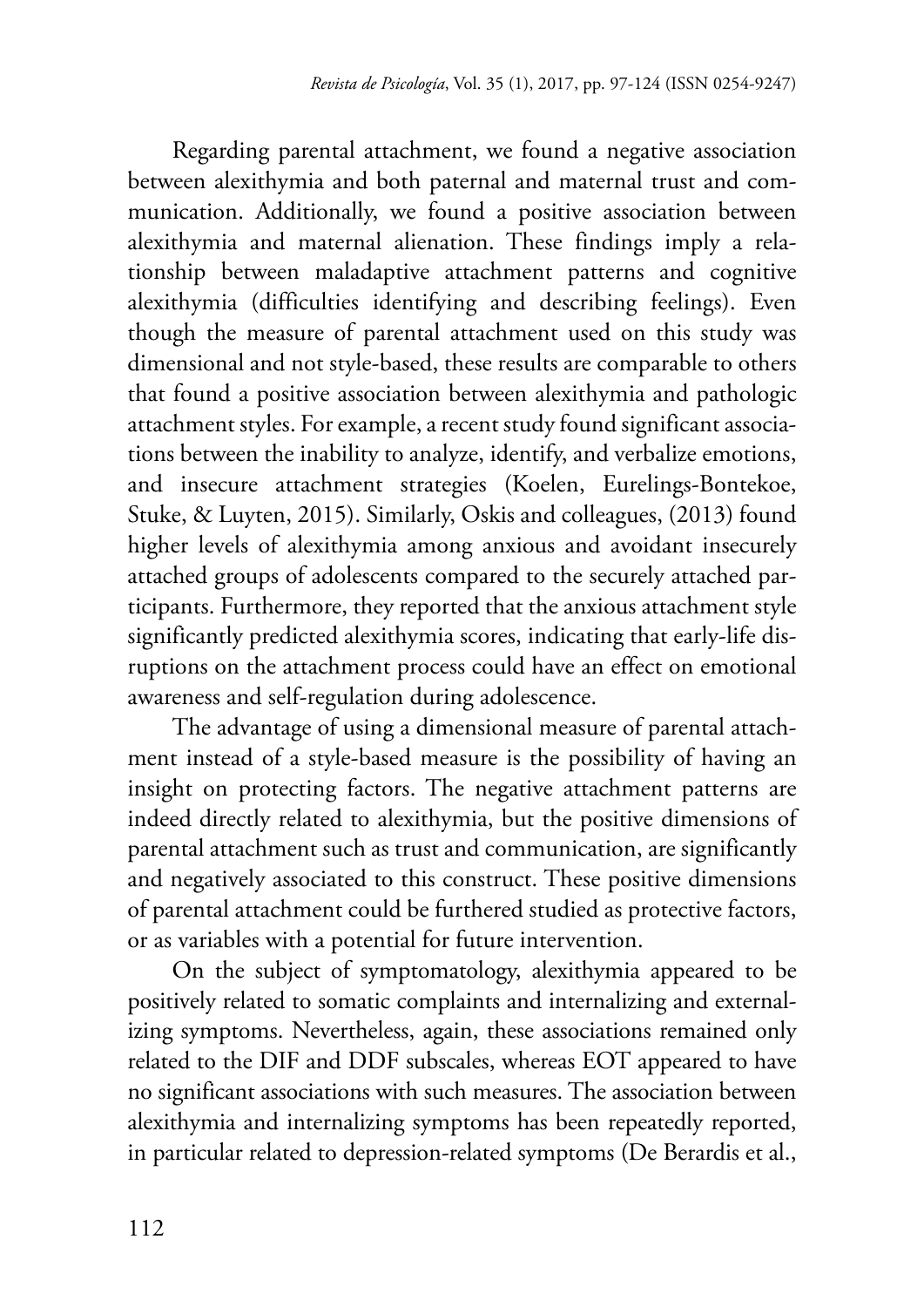Regarding parental attachment, we found a negative association between alexithymia and both paternal and maternal trust and communication. Additionally, we found a positive association between alexithymia and maternal alienation. These findings imply a relationship between maladaptive attachment patterns and cognitive alexithymia (difficulties identifying and describing feelings). Even though the measure of parental attachment used on this study was dimensional and not style-based, these results are comparable to others that found a positive association between alexithymia and pathologic attachment styles. For example, a recent study found significant associations between the inability to analyze, identify, and verbalize emotions, and insecure attachment strategies (Koelen, Eurelings-Bontekoe, Stuke, & Luyten, 2015). Similarly, Oskis and colleagues, (2013) found higher levels of alexithymia among anxious and avoidant insecurely attached groups of adolescents compared to the securely attached participants. Furthermore, they reported that the anxious attachment style significantly predicted alexithymia scores, indicating that early-life disruptions on the attachment process could have an effect on emotional awareness and self-regulation during adolescence.

The advantage of using a dimensional measure of parental attachment instead of a style-based measure is the possibility of having an insight on protecting factors. The negative attachment patterns are indeed directly related to alexithymia, but the positive dimensions of parental attachment such as trust and communication, are significantly and negatively associated to this construct. These positive dimensions of parental attachment could be furthered studied as protective factors, or as variables with a potential for future intervention.

On the subject of symptomatology, alexithymia appeared to be positively related to somatic complaints and internalizing and externalizing symptoms. Nevertheless, again, these associations remained only related to the DIF and DDF subscales, whereas EOT appeared to have no significant associations with such measures. The association between alexithymia and internalizing symptoms has been repeatedly reported, in particular related to depression-related symptoms (De Berardis et al.,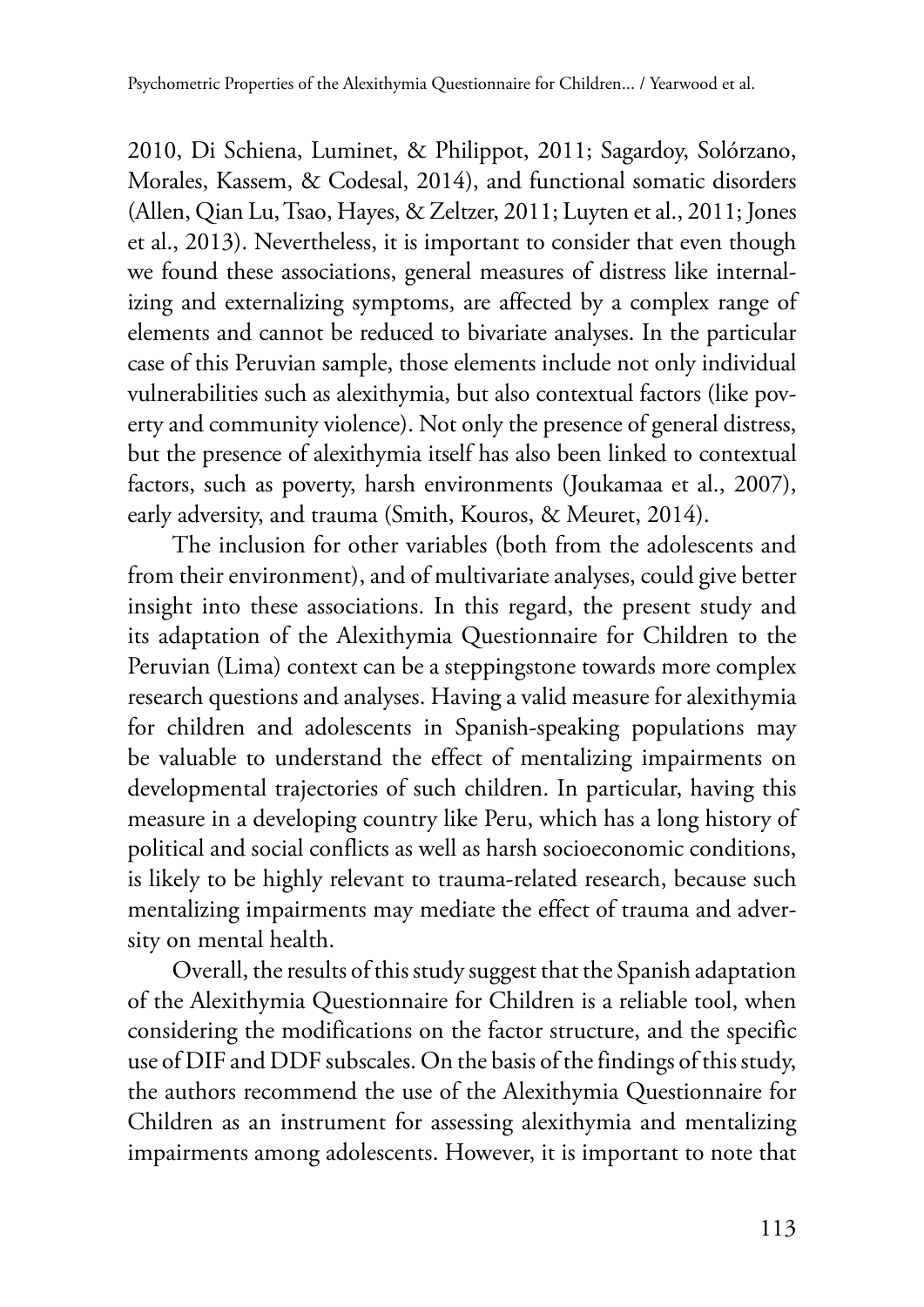2010, Di Schiena, Luminet, & Philippot, 2011; Sagardoy, Solórzano, Morales, Kassem, & Codesal, 2014), and functional somatic disorders (Allen, Qian Lu, Tsao, Hayes, & Zeltzer, 2011; Luyten et al., 2011; Jones et al., 2013). Nevertheless, it is important to consider that even though we found these associations, general measures of distress like internalizing and externalizing symptoms, are affected by a complex range of elements and cannot be reduced to bivariate analyses. In the particular case of this Peruvian sample, those elements include not only individual vulnerabilities such as alexithymia, but also contextual factors (like poverty and community violence). Not only the presence of general distress, but the presence of alexithymia itself has also been linked to contextual factors, such as poverty, harsh environments (Joukamaa et al., 2007), early adversity, and trauma (Smith, Kouros, & Meuret, 2014).

The inclusion for other variables (both from the adolescents and from their environment), and of multivariate analyses, could give better insight into these associations. In this regard, the present study and its adaptation of the Alexithymia Questionnaire for Children to the Peruvian (Lima) context can be a steppingstone towards more complex research questions and analyses. Having a valid measure for alexithymia for children and adolescents in Spanish-speaking populations may be valuable to understand the effect of mentalizing impairments on developmental trajectories of such children. In particular, having this measure in a developing country like Peru, which has a long history of political and social conflicts as well as harsh socioeconomic conditions, is likely to be highly relevant to trauma-related research, because such mentalizing impairments may mediate the effect of trauma and adversity on mental health.

Overall, the results of this study suggest that the Spanish adaptation of the Alexithymia Questionnaire for Children is a reliable tool, when considering the modifications on the factor structure, and the specific use of DIF and DDF subscales. On the basis of the findings of this study, the authors recommend the use of the Alexithymia Questionnaire for Children as an instrument for assessing alexithymia and mentalizing impairments among adolescents. However, it is important to note that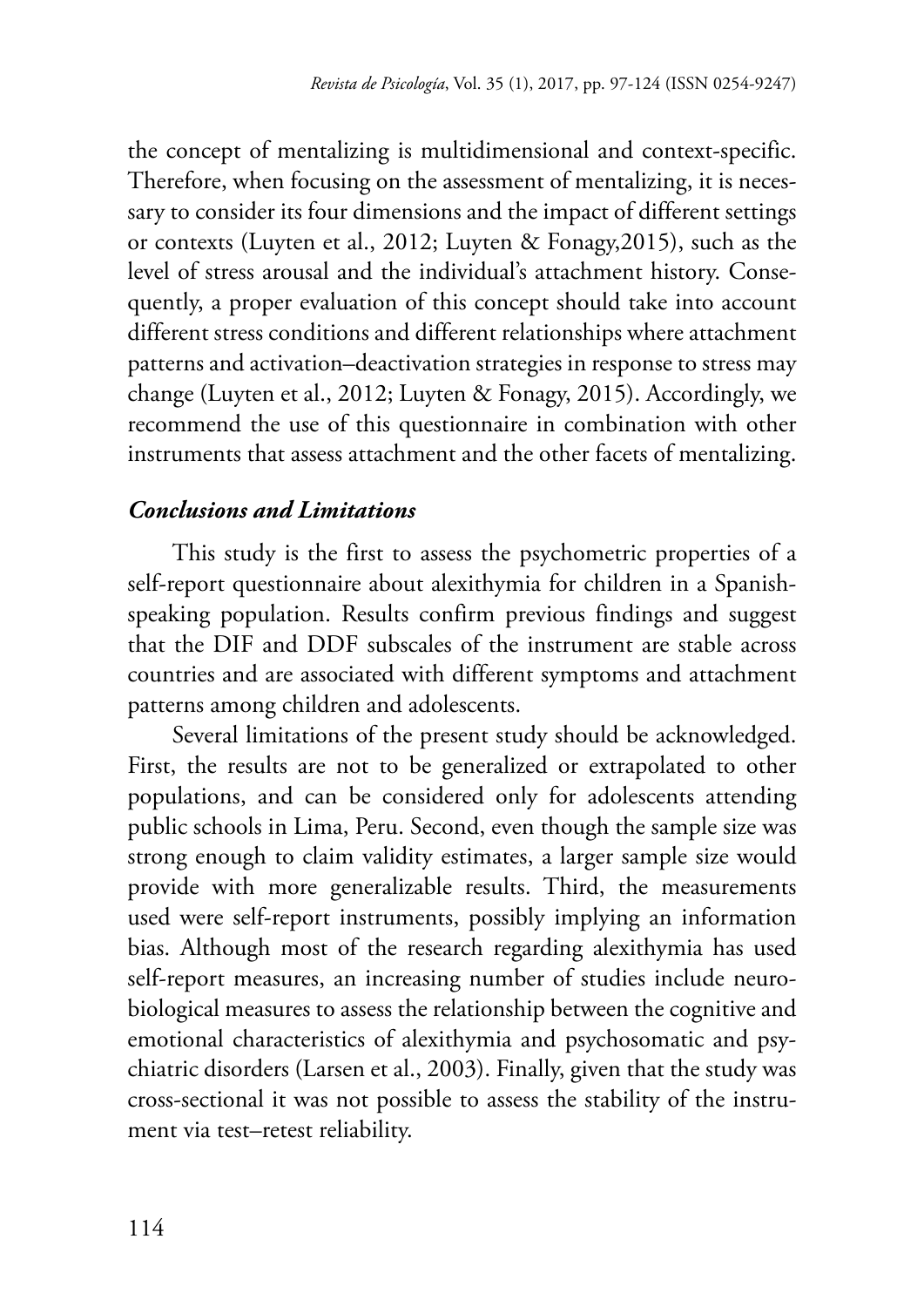the concept of mentalizing is multidimensional and context-specific. Therefore, when focusing on the assessment of mentalizing, it is necessary to consider its four dimensions and the impact of different settings or contexts (Luyten et al., 2012; Luyten & Fonagy,2015), such as the level of stress arousal and the individual's attachment history. Consequently, a proper evaluation of this concept should take into account different stress conditions and different relationships where attachment patterns and activation–deactivation strategies in response to stress may change (Luyten et al., 2012; Luyten & Fonagy, 2015). Accordingly, we recommend the use of this questionnaire in combination with other instruments that assess attachment and the other facets of mentalizing.

### ***Conclusions and Limitations***

This study is the first to assess the psychometric properties of a self-report questionnaire about alexithymia for children in a Spanish-speaking population. Results confirm previous findings and suggest that the DIF and DDF subscales of the instrument are stable across countries and are associated with different symptoms and attachment patterns among children and adolescents.

Several limitations of the present study should be acknowledged. First, the results are not to be generalized or extrapolated to other populations, and can be considered only for adolescents attending public schools in Lima, Peru. Second, even though the sample size was strong enough to claim validity estimates, a larger sample size would provide with more generalizable results. Third, the measurements used were self-report instruments, possibly implying an information bias. Although most of the research regarding alexithymia has used self-report measures, an increasing number of studies include neurobiological measures to assess the relationship between the cognitive and emotional characteristics of alexithymia and psychosomatic and psychiatric disorders (Larsen et al., 2003). Finally, given that the study was cross-sectional it was not possible to assess the stability of the instrument via test–retest reliability.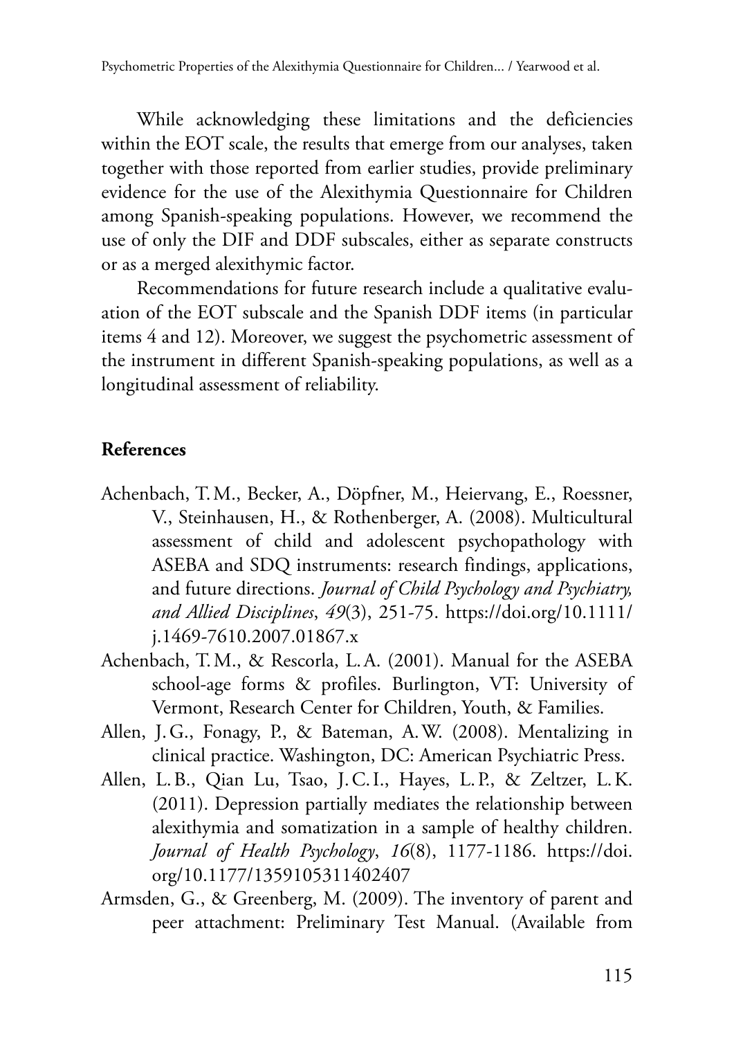While acknowledging these limitations and the deficiencies within the EOT scale, the results that emerge from our analyses, taken together with those reported from earlier studies, provide preliminary evidence for the use of the Alexithymia Questionnaire for Children among Spanish-speaking populations. However, we recommend the use of only the DIF and DDF subscales, either as separate constructs or as a merged alexithymic factor.

Recommendations for future research include a qualitative evaluation of the EOT subscale and the Spanish DDF items (in particular items 4 and 12). Moreover, we suggest the psychometric assessment of the instrument in different Spanish-speaking populations, as well as a longitudinal assessment of reliability.

## References

Achenbach, T. M., Becker, A., Döpfner, M., Heiervang, E., Roessner, V., Steinhausen, H., & Rothenberger, A. (2008). Multicultural assessment of child and adolescent psychopathology with ASEBA and SDQ instruments: research findings, applications, and future directions. *Journal of Child Psychology and Psychiatry, and Allied Disciplines*, *49*(3), 251-75. https://doi.org/10.1111/j.1469-7610.2007.01867.x

Achenbach, T. M., & Rescorla, L. A. (2001). Manual for the ASEBA school-age forms & profiles. Burlington, VT: University of Vermont, Research Center for Children, Youth, & Families.

Allen, J. G., Fonagy, P., & Bateman, A. W. (2008). Mentalizing in clinical practice. Washington, DC: American Psychiatric Press.

Allen, L. B., Qian Lu, Tsao, J. C. I., Hayes, L. P., & Zeltzer, L. K. (2011). Depression partially mediates the relationship between alexithymia and somatization in a sample of healthy children. *Journal of Health Psychology*, *16*(8), 1177-1186. https://doi.org/10.1177/1359105311402407

Armsden, G., & Greenberg, M. (2009). The inventory of parent and peer attachment: Preliminary Test Manual. (Available from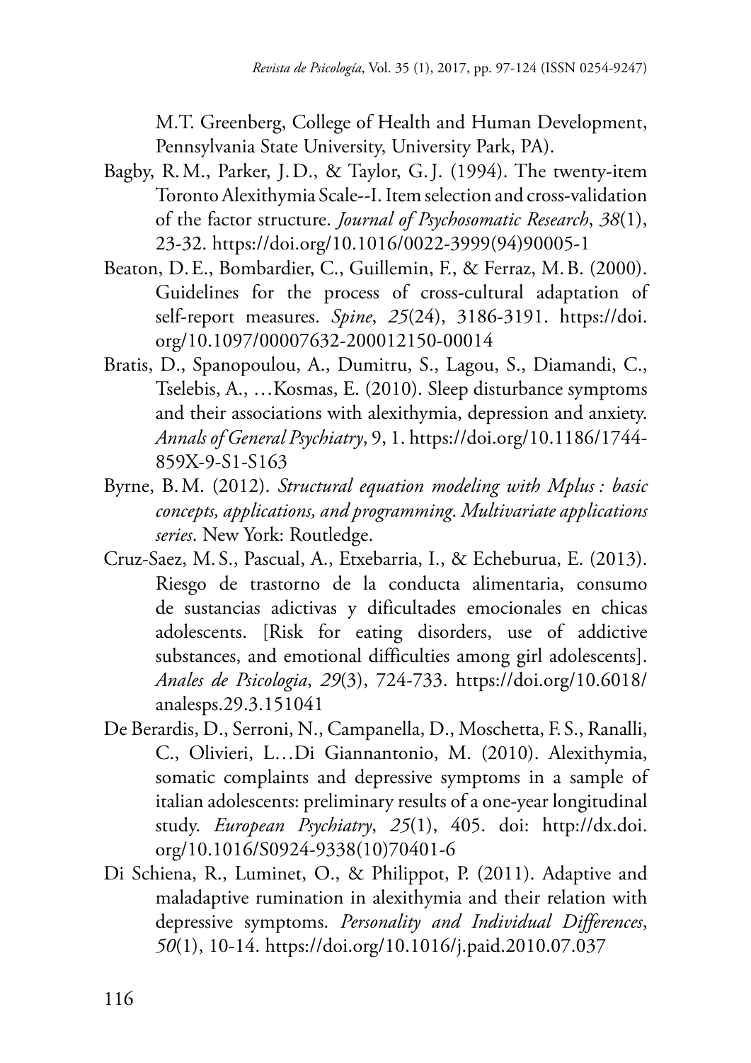M.T. Greenberg, College of Health and Human Development, Pennsylvania State University, University Park, PA).

Bagby, R.M., Parker, J.D., & Taylor, G.J. (1994). The twenty-item Toronto Alexithymia Scale--I. Item selection and cross-validation of the factor structure. *Journal of Psychosomatic Research*, *38*(1), 23-32. https://doi.org/10.1016/0022-3999(94)90005-1

Beaton, D.E., Bombardier, C., Guillemin, F., & Ferraz, M.B. (2000). Guidelines for the process of cross-cultural adaptation of self-report measures. *Spine*, *25*(24), 3186-3191. https://doi.org/10.1097/00007632-200012150-00014

Bratis, D., Spanopoulou, A., Dumitru, S., Lagou, S., Diamandi, C., Tselebis, A., …Kosmas, E. (2010). Sleep disturbance symptoms and their associations with alexithymia, depression and anxiety. *Annals of General Psychiatry*, 9, 1. https://doi.org/10.1186/1744-859X-9-S1-S163

Byrne, B.M. (2012). *Structural equation modeling with Mplus : basic concepts, applications, and programming*. *Multivariate applications series*. New York: Routledge.

Cruz-Saez, M.S., Pascual, A., Etxebarria, I., & Echeburua, E. (2013). Riesgo de trastorno de la conducta alimentaria, consumo de sustancias adictivas y dificultades emocionales en chicas adolescents. [Risk for eating disorders, use of addictive substances, and emotional difficulties among girl adolescents]. *Anales de Psicologia*, *29*(3), 724-733. https://doi.org/10.6018/analesps.29.3.151041

De Berardis, D., Serroni, N., Campanella, D., Moschetta, F.S., Ranalli, C., Olivieri, L…Di Giannantonio, M. (2010). Alexithymia, somatic complaints and depressive symptoms in a sample of italian adolescents: preliminary results of a one-year longitudinal study. *European Psychiatry*, *25*(1), 405. doi: http://dx.doi.org/10.1016/S0924-9338(10)70401-6

Di Schiena, R., Luminet, O., & Philippot, P. (2011). Adaptive and maladaptive rumination in alexithymia and their relation with depressive symptoms. *Personality and Individual Differences*, *50*(1), 10-14. https://doi.org/10.1016/j.paid.2010.07.037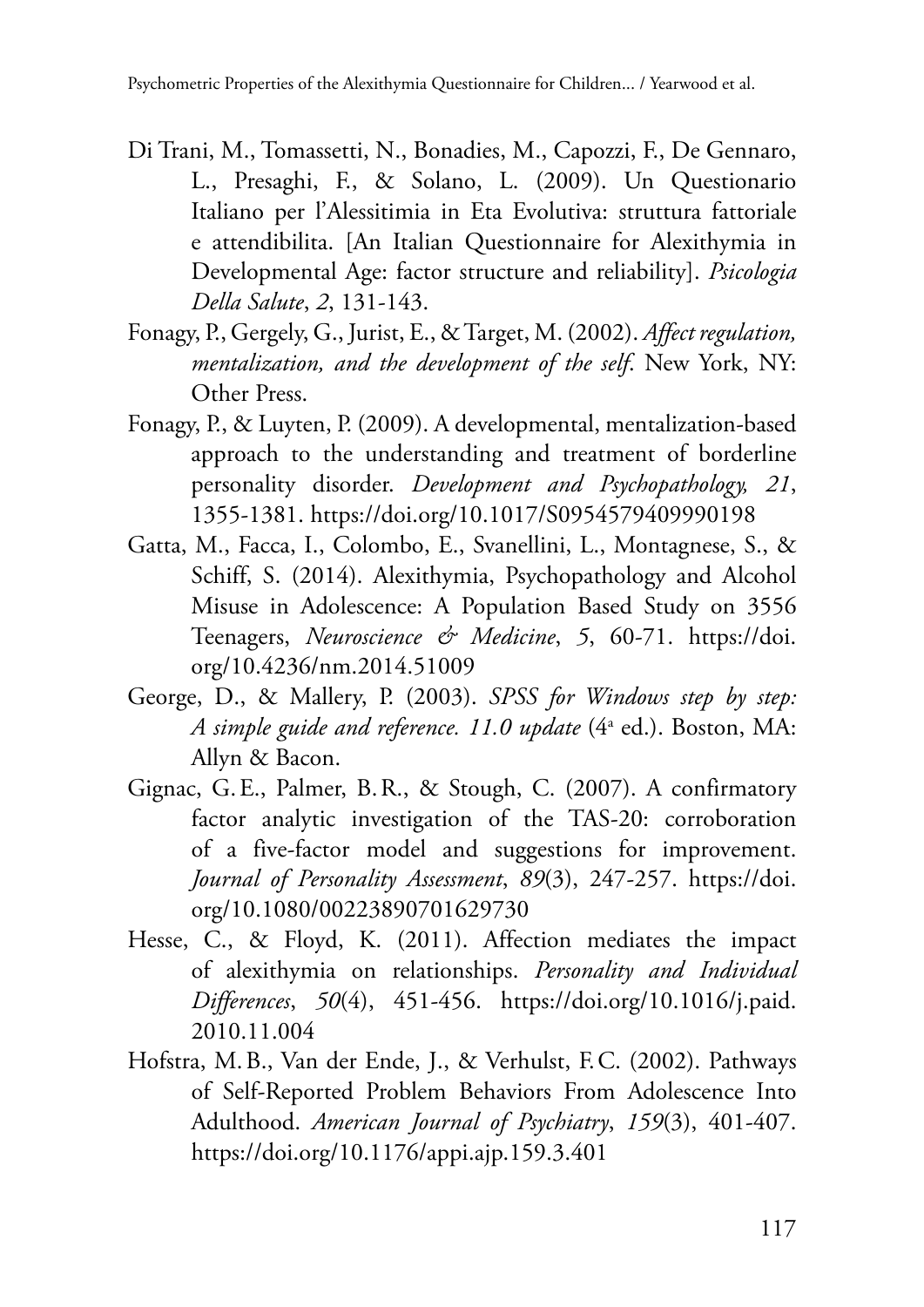Di Trani, M., Tomassetti, N., Bonadies, M., Capozzi, F., De Gennaro, L., Presaghi, F., & Solano, L. (2009). Un Questionario Italiano per l'Alessitimia in Eta Evolutiva: struttura fattoriale e attendibilita. [An Italian Questionnaire for Alexithymia in Developmental Age: factor structure and reliability]. *Psicologia Della Salute*, *2*, 131-143.

Fonagy, P., Gergely, G., Jurist, E., & Target, M. (2002). *Affect regulation, mentalization, and the development of the self*. New York, NY: Other Press.

Fonagy, P., & Luyten, P. (2009). A developmental, mentalization-based approach to the understanding and treatment of borderline personality disorder. *Development and Psychopathology, 21*, 1355-1381. https://doi.org/10.1017/S0954579409990198

Gatta, M., Facca, I., Colombo, E., Svanellini, L., Montagnese, S., & Schiff, S. (2014). Alexithymia, Psychopathology and Alcohol Misuse in Adolescence: A Population Based Study on 3556 Teenagers, *Neuroscience & Medicine*, *5*, 60-71. https://doi.org/10.4236/nm.2014.51009

George, D., & Mallery, P. (2003). *SPSS for Windows step by step: A simple guide and reference. 11.0 update* (4ª ed.). Boston, MA: Allyn & Bacon.

Gignac, G. E., Palmer, B. R., & Stough, C. (2007). A confirmatory factor analytic investigation of the TAS-20: corroboration of a five-factor model and suggestions for improvement. *Journal of Personality Assessment*, *89*(3), 247-257. https://doi.org/10.1080/00223890701629730

Hesse, C., & Floyd, K. (2011). Affection mediates the impact of alexithymia on relationships. *Personality and Individual Differences*, *50*(4), 451-456. https://doi.org/10.1016/j.paid.2010.11.004

Hofstra, M. B., Van der Ende, J., & Verhulst, F. C. (2002). Pathways of Self-Reported Problem Behaviors From Adolescence Into Adulthood. *American Journal of Psychiatry*, *159*(3), 401-407. https://doi.org/10.1176/appi.ajp.159.3.401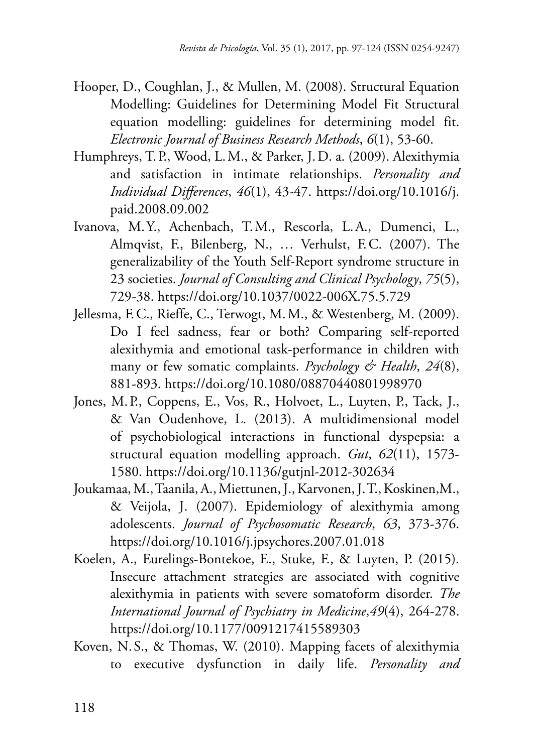Hooper, D., Coughlan, J., & Mullen, M. (2008). Structural Equation Modelling: Guidelines for Determining Model Fit Structural equation modelling: guidelines for determining model fit. *Electronic Journal of Business Research Methods*, *6*(1), 53-60.

Humphreys, T. P., Wood, L. M., & Parker, J. D. a. (2009). Alexithymia and satisfaction in intimate relationships. *Personality and Individual Differences*, *46*(1), 43-47. https://doi.org/10.1016/j.paid.2008.09.002

Ivanova, M. Y., Achenbach, T. M., Rescorla, L. A., Dumenci, L., Almqvist, F., Bilenberg, N., … Verhulst, F. C. (2007). The generalizability of the Youth Self-Report syndrome structure in 23 societies. *Journal of Consulting and Clinical Psychology*, *75*(5), 729-38. https://doi.org/10.1037/0022-006X.75.5.729

Jellesma, F. C., Rieffe, C., Terwogt, M. M., & Westenberg, M. (2009). Do I feel sadness, fear or both? Comparing self-reported alexithymia and emotional task-performance in children with many or few somatic complaints. *Psychology & Health*, *24*(8), 881-893. https://doi.org/10.1080/08870440801998970

Jones, M. P., Coppens, E., Vos, R., Holvoet, L., Luyten, P., Tack, J., & Van Oudenhove, L. (2013). A multidimensional model of psychobiological interactions in functional dyspepsia: a structural equation modelling approach. *Gut*, *62*(11), 1573-1580. https://doi.org/10.1136/gutjnl-2012-302634

Joukamaa, M., Taanila, A., Miettunen, J., Karvonen, J. T., Koskinen,M., & Veijola, J. (2007). Epidemiology of alexithymia among adolescents. *Journal of Psychosomatic Research*, *63*, 373-376. https://doi.org/10.1016/j.jpsychores.2007.01.018

Koelen, A., Eurelings-Bontekoe, E., Stuke, F., & Luyten, P. (2015). Insecure attachment strategies are associated with cognitive alexithymia in patients with severe somatoform disorder. *The International Journal of Psychiatry in Medicine*,*49*(4), 264-278. https://doi.org/10.1177/0091217415589303

Koven, N. S., & Thomas, W. (2010). Mapping facets of alexithymia to executive dysfunction in daily life. *Personality and*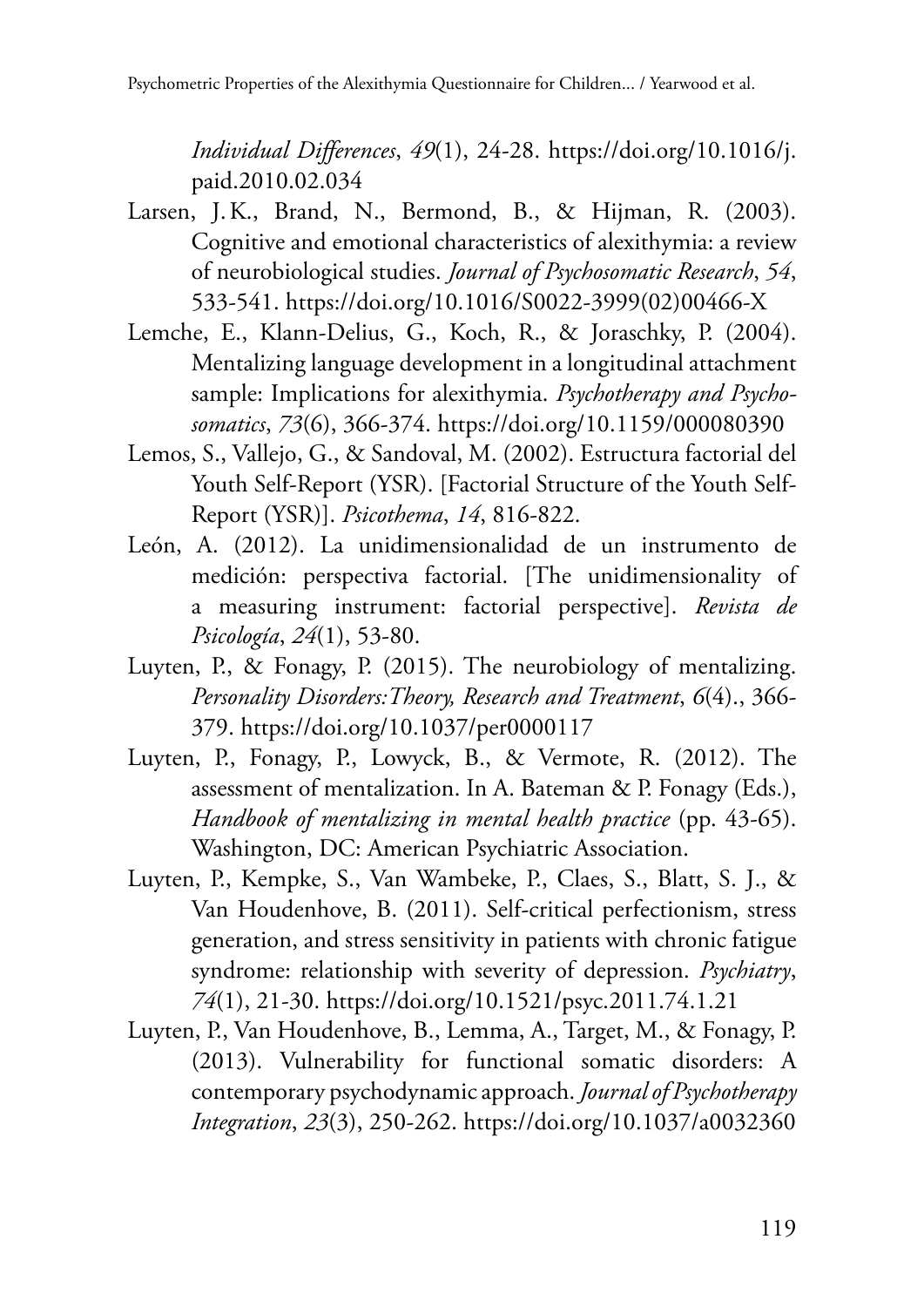*Individual Differences*, *49*(1), 24-28. https://doi.org/10.1016/j.paid.2010.02.034

Larsen, J. K., Brand, N., Bermond, B., & Hijman, R. (2003). Cognitive and emotional characteristics of alexithymia: a review of neurobiological studies. *Journal of Psychosomatic Research*, *54*, 533-541. https://doi.org/10.1016/S0022-3999(02)00466-X

Lemche, E., Klann-Delius, G., Koch, R., & Joraschky, P. (2004). Mentalizing language development in a longitudinal attachment sample: Implications for alexithymia. *Psychotherapy and Psychosomatics*, *73*(6), 366-374. https://doi.org/10.1159/000080390

Lemos, S., Vallejo, G., & Sandoval, M. (2002). Estructura factorial del Youth Self-Report (YSR). [Factorial Structure of the Youth Self-Report (YSR)]. *Psicothema*, *14*, 816-822.

León, A. (2012). La unidimensionalidad de un instrumento de medición: perspectiva factorial. [The unidimensionality of a measuring instrument: factorial perspective]. *Revista de Psicología*, *24*(1), 53-80.

Luyten, P., & Fonagy, P. (2015). The neurobiology of mentalizing. *Personality Disorders:Theory, Research and Treatment*, *6*(4)., 366-379. https://doi.org/10.1037/per0000117

Luyten, P., Fonagy, P., Lowyck, B., & Vermote, R. (2012). The assessment of mentalization. In A. Bateman & P. Fonagy (Eds.), *Handbook of mentalizing in mental health practice* (pp. 43-65). Washington, DC: American Psychiatric Association.

Luyten, P., Kempke, S., Van Wambeke, P., Claes, S., Blatt, S. J., & Van Houdenhove, B. (2011). Self-critical perfectionism, stress generation, and stress sensitivity in patients with chronic fatigue syndrome: relationship with severity of depression. *Psychiatry*, *74*(1), 21-30. https://doi.org/10.1521/psyc.2011.74.1.21

Luyten, P., Van Houdenhove, B., Lemma, A., Target, M., & Fonagy, P. (2013). Vulnerability for functional somatic disorders: A contemporary psychodynamic approach. *Journal of Psychotherapy Integration*, *23*(3), 250-262. https://doi.org/10.1037/a0032360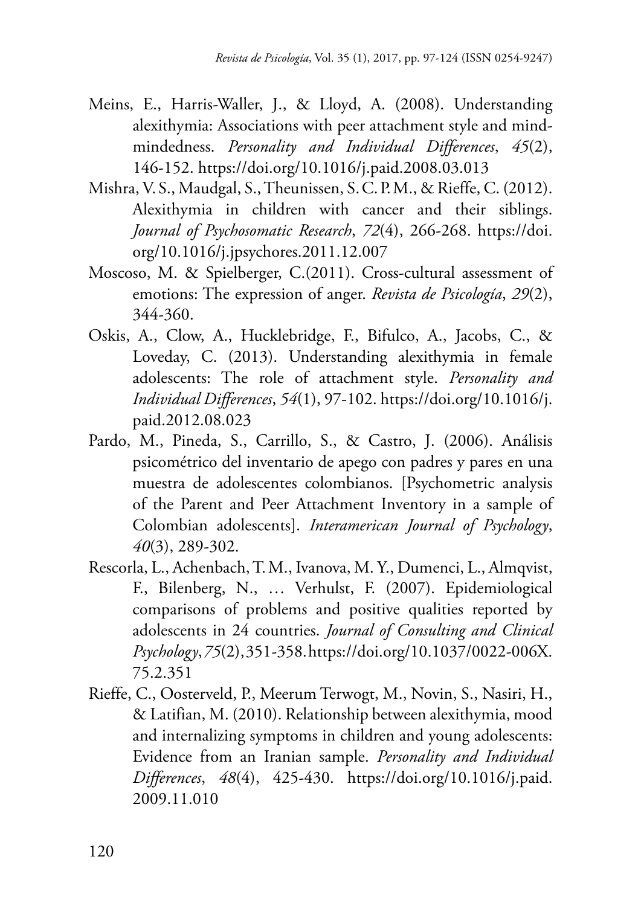Meins, E., Harris-Waller, J., & Lloyd, A. (2008). Understanding alexithymia: Associations with peer attachment style and mind-mindedness. *Personality and Individual Differences*, *45*(2), 146-152. https://doi.org/10.1016/j.paid.2008.03.013

Mishra, V. S., Maudgal, S., Theunissen, S. C. P. M., & Rieffe, C. (2012). Alexithymia in children with cancer and their siblings. *Journal of Psychosomatic Research*, *72*(4), 266-268. https://doi.org/10.1016/j.jpsychores.2011.12.007

Moscoso, M. & Spielberger, C.(2011). Cross-cultural assessment of emotions: The expression of anger. *Revista de Psicología*, *29*(2), 344-360.

Oskis, A., Clow, A., Hucklebridge, F., Bifulco, A., Jacobs, C., & Loveday, C. (2013). Understanding alexithymia in female adolescents: The role of attachment style. *Personality and Individual Differences*, *54*(1), 97-102. https://doi.org/10.1016/j.paid.2012.08.023

Pardo, M., Pineda, S., Carrillo, S., & Castro, J. (2006). Análisis psicométrico del inventario de apego con padres y pares en una muestra de adolescentes colombianos. [Psychometric analysis of the Parent and Peer Attachment Inventory in a sample of Colombian adolescents]. *Interamerican Journal of Psychology*, *40*(3), 289-302.

Rescorla, L., Achenbach, T. M., Ivanova, M. Y., Dumenci, L., Almqvist, F., Bilenberg, N., … Verhulst, F. (2007). Epidemiological comparisons of problems and positive qualities reported by adolescents in 24 countries. *Journal of Consulting and Clinical Psychology*, *75*(2), 351-358. https://doi.org/10.1037/0022-006X.75.2.351

Rieffe, C., Oosterveld, P., Meerum Terwogt, M., Novin, S., Nasiri, H., & Latifian, M. (2010). Relationship between alexithymia, mood and internalizing symptoms in children and young adolescents: Evidence from an Iranian sample. *Personality and Individual Differences*, *48*(4), 425-430. https://doi.org/10.1016/j.paid.2009.11.010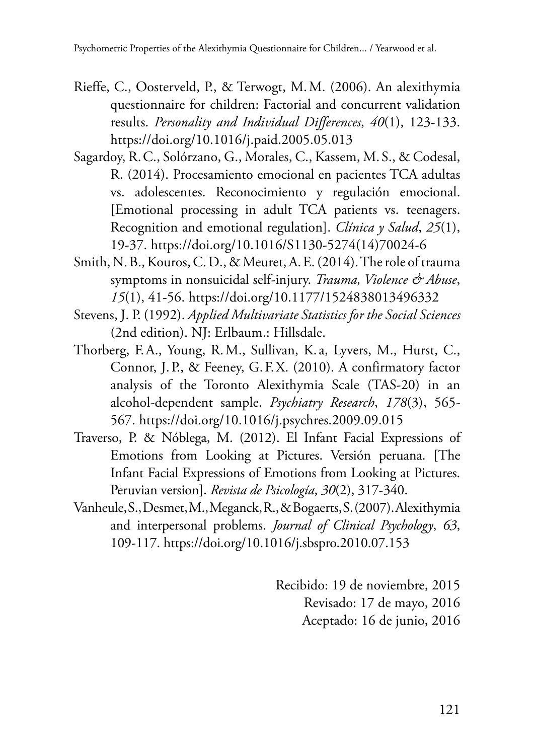Rieffe, C., Oosterveld, P., & Terwogt, M. M. (2006). An alexithymia questionnaire for children: Factorial and concurrent validation results. *Personality and Individual Differences*, *40*(1), 123-133. https://doi.org/10.1016/j.paid.2005.05.013

Sagardoy, R. C., Solórzano, G., Morales, C., Kassem, M. S., & Codesal, R. (2014). Procesamiento emocional en pacientes TCA adultas vs. adolescentes. Reconocimiento y regulación emocional. [Emotional processing in adult TCA patients vs. teenagers. Recognition and emotional regulation]. *Clínica y Salud*, *25*(1), 19-37. https://doi.org/10.1016/S1130-5274(14)70024-6

Smith, N. B., Kouros, C. D., & Meuret, A. E. (2014). The role of trauma symptoms in nonsuicidal self-injury. *Trauma, Violence & Abuse*, *15*(1), 41-56. https://doi.org/10.1177/1524838013496332

Stevens, J. P. (1992). *Applied Multivariate Statistics for the Social Sciences* (2nd edition). NJ: Erlbaum.: Hillsdale.

Thorberg, F. A., Young, R. M., Sullivan, K. a, Lyvers, M., Hurst, C., Connor, J. P., & Feeney, G. F. X. (2010). A confirmatory factor analysis of the Toronto Alexithymia Scale (TAS-20) in an alcohol-dependent sample. *Psychiatry Research*, *178*(3), 565-567. https://doi.org/10.1016/j.psychres.2009.09.015

Traverso, P. & Nóblega, M. (2012). El Infant Facial Expressions of Emotions from Looking at Pictures. Versión peruana. [The Infant Facial Expressions of Emotions from Looking at Pictures. Peruvian version]. *Revista de Psicología*, *30*(2), 317-340.

Vanheule, S., Desmet, M., Meganck, R., & Bogaerts, S. (2007). Alexithymia and interpersonal problems. *Journal of Clinical Psychology*, *63*, 109-117. https://doi.org/10.1016/j.sbspro.2010.07.153

Recibido: 19 de noviembre, 2015
Revisado: 17 de mayo, 2016
Aceptado: 16 de junio, 2016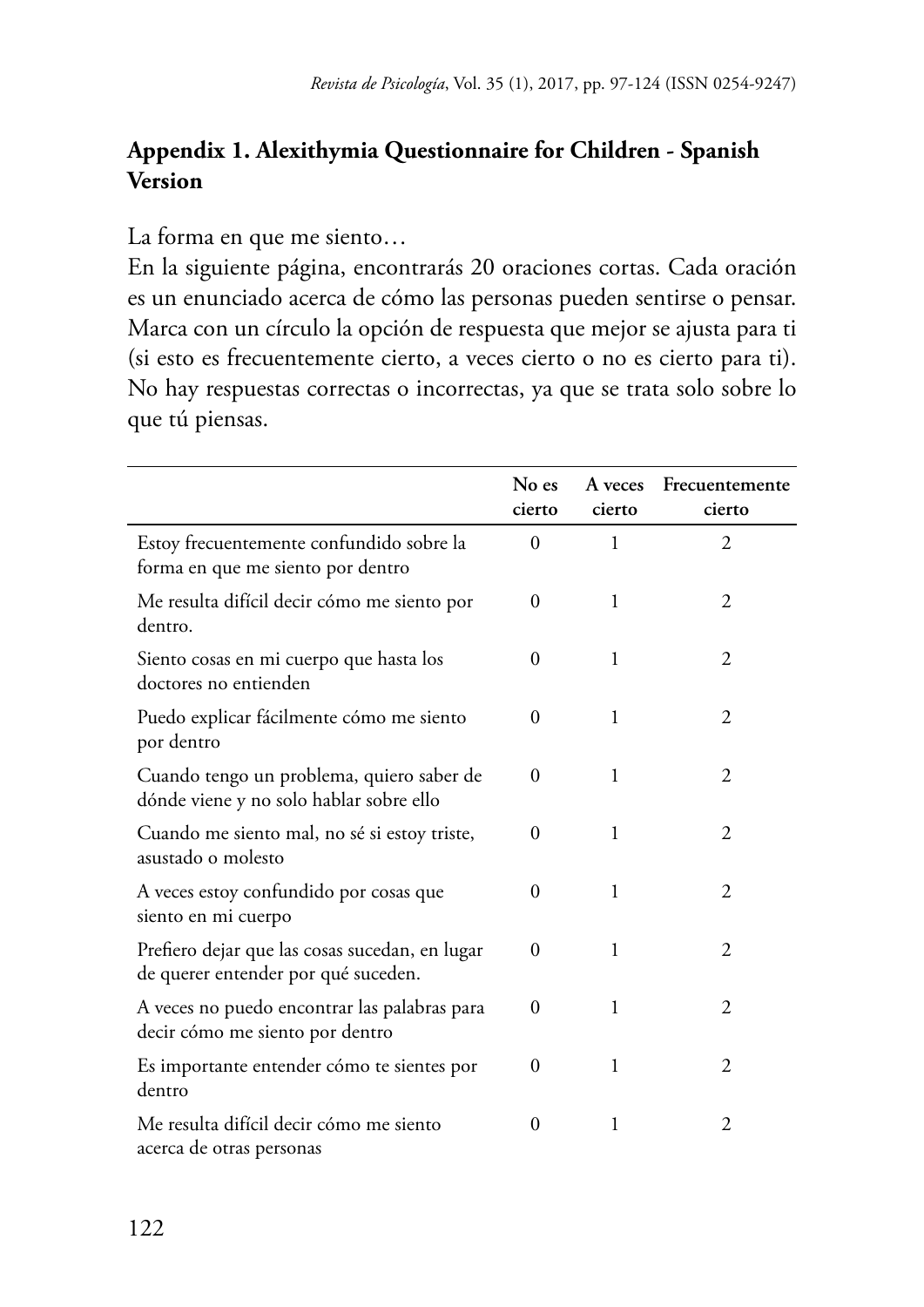## Appendix 1. Alexithymia Questionnaire for Children - Spanish Version

La forma en que me siento…

En la siguiente página, encontrarás 20 oraciones cortas. Cada oración es un enunciado acerca de cómo las personas pueden sentirse o pensar. Marca con un círculo la opción de respuesta que mejor se ajusta para ti (si esto es frecuentemente cierto, a veces cierto o no es cierto para ti). No hay respuestas correctas o incorrectas, ya que se trata solo sobre lo que tú piensas.

| | **No es cierto** | **A veces cierto** | **Frecuentemente cierto** |
|---|---|---|---|
| Estoy frecuentemente confundido sobre la forma en que me siento por dentro | 0 | 1 | 2 |
| Me resulta difícil decir cómo me siento por dentro. | 0 | 1 | 2 |
| Siento cosas en mi cuerpo que hasta los doctores no entienden | 0 | 1 | 2 |
| Puedo explicar fácilmente cómo me siento por dentro | 0 | 1 | 2 |
| Cuando tengo un problema, quiero saber de dónde viene y no solo hablar sobre ello | 0 | 1 | 2 |
| Cuando me siento mal, no sé si estoy triste, asustado o molesto | 0 | 1 | 2 |
| A veces estoy confundido por cosas que siento en mi cuerpo | 0 | 1 | 2 |
| Prefiero dejar que las cosas sucedan, en lugar de querer entender por qué suceden. | 0 | 1 | 2 |
| A veces no puedo encontrar las palabras para decir cómo me siento por dentro | 0 | 1 | 2 |
| Es importante entender cómo te sientes por dentro | 0 | 1 | 2 |
| Me resulta difícil decir cómo me siento acerca de otras personas | 0 | 1 | 2 |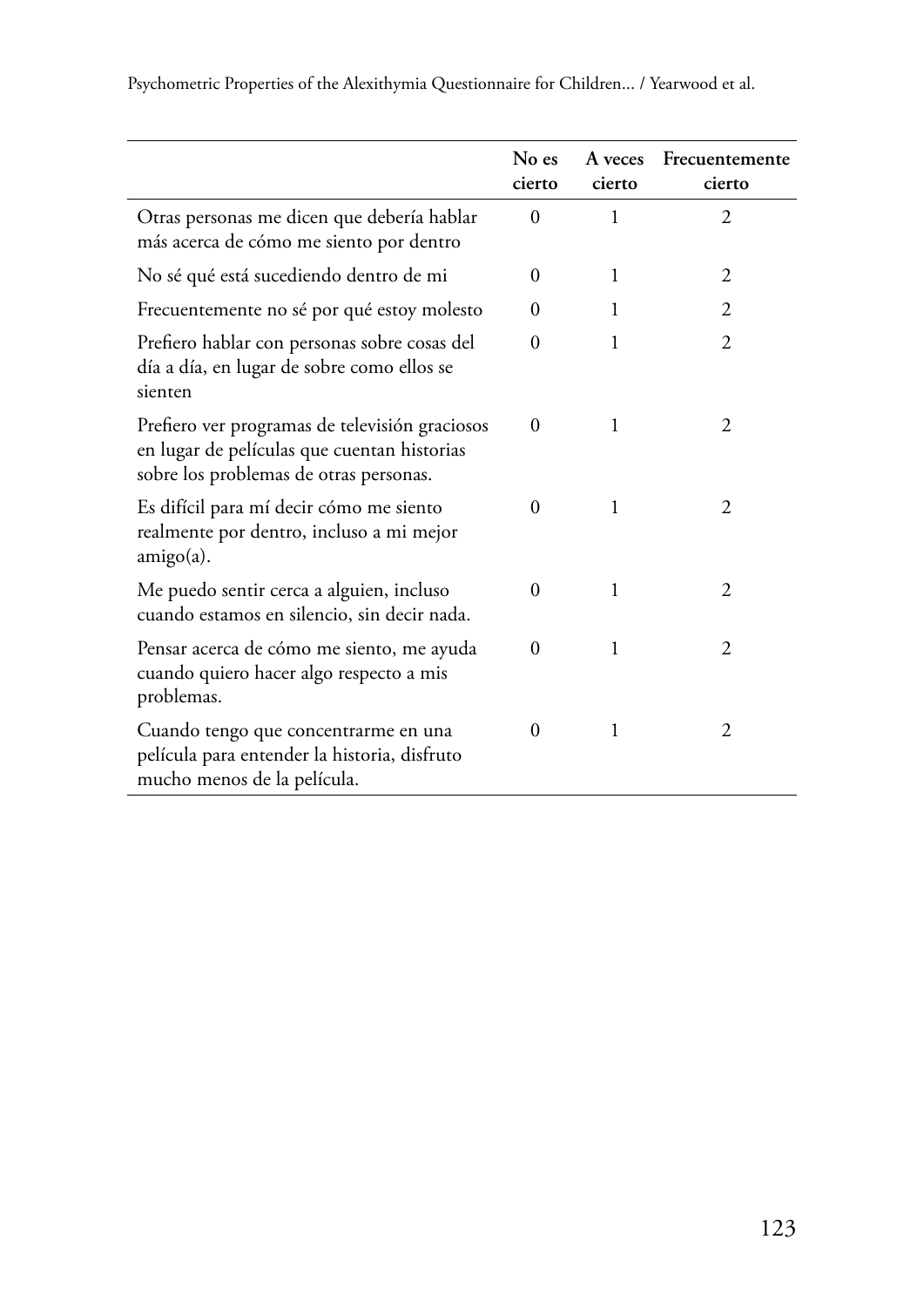|  | No es cierto | A veces cierto | Frecuentemente cierto |
|---|---|---|---|
| Otras personas me dicen que debería hablar más acerca de cómo me siento por dentro | 0 | 1 | 2 |
| No sé qué está sucediendo dentro de mi | 0 | 1 | 2 |
| Frecuentemente no sé por qué estoy molesto | 0 | 1 | 2 |
| Prefiero hablar con personas sobre cosas del día a día, en lugar de sobre como ellos se sienten | 0 | 1 | 2 |
| Prefiero ver programas de televisión graciosos en lugar de películas que cuentan historias sobre los problemas de otras personas. | 0 | 1 | 2 |
| Es difícil para mí decir cómo me siento realmente por dentro, incluso a mi mejor amigo(a). | 0 | 1 | 2 |
| Me puedo sentir cerca a alguien, incluso cuando estamos en silencio, sin decir nada. | 0 | 1 | 2 |
| Pensar acerca de cómo me siento, me ayuda cuando quiero hacer algo respecto a mis problemas. | 0 | 1 | 2 |
| Cuando tengo que concentrarme en una película para entender la historia, disfruto mucho menos de la película. | 0 | 1 | 2 |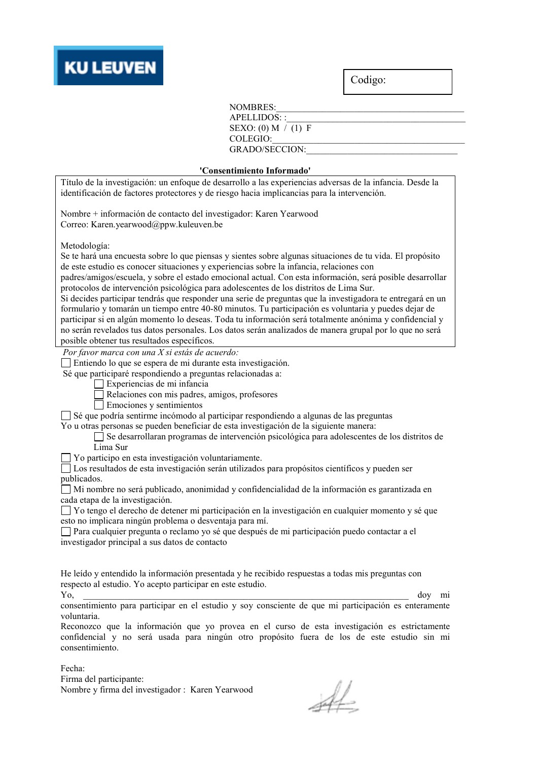KU LEUVEN

Codigo:

NOMBRES:_______________________________________
APELLIDOS: :____________________________________
SEXO: (0) M / (1) F
COLEGIO:________________________________________
GRADO/SECCION:_________________________________

**'Consentimiento Informado'**

Título de la investigación: un enfoque de desarrollo a las experiencias adversas de la infancia. Desde la identificación de factores protectores y de riesgo hacia implicancias para la intervención.

Nombre + información de contacto del investigador: Karen Yearwood
Correo: Karen.yearwood@ppw.kuleuven.be

Metodología:
Se te hará una encuesta sobre lo que piensas y sientes sobre algunas situaciones de tu vida. El propósito de este estudio es conocer situaciones y experiencias sobre la infancia, relaciones con padres/amigos/escuela, y sobre el estado emocional actual. Con esta información, será posible desarrollar protocolos de intervención psicológica para adolescentes de los distritos de Lima Sur.
Si decides participar tendrás que responder una serie de preguntas que la investigadora te entregará en un formulario y tomarán un tiempo entre 40-80 minutos. Tu participación es voluntaria y puedes dejar de participar si en algún momento lo deseas. Toda tu información será totalmente anónima y confidencial y no serán revelados tus datos personales. Los datos serán analizados de manera grupal por lo que no será posible obtener tus resultados específicos.

*Por favor marca con una X si estás de acuerdo:*

- ☐ Entiendo lo que se espera de mi durante esta investigación.

Sé que participaré respondiendo a preguntas relacionadas a:

- ☐ Experiencias de mi infancia
- ☐ Relaciones con mis padres, amigos, profesores
- ☐ Emociones y sentimientos

- ☐ Sé que podría sentirme incómodo al participar respondiendo a algunas de las preguntas

Yo u otras personas se pueden beneficiar de esta investigación de la siguiente manera:

- ☐ Se desarrollaran programas de intervención psicológica para adolescentes de los distritos de Lima Sur

- ☐ Yo participo en esta investigación voluntariamente.
- ☐ Los resultados de esta investigación serán utilizados para propósitos científicos y pueden ser publicados.
- ☐ Mi nombre no será publicado, anonimidad y confidencialidad de la información es garantizada en cada etapa de la investigación.
- ☐ Yo tengo el derecho de detener mi participación en la investigación en cualquier momento y sé que esto no implicara ningún problema o desventaja para mí.
- ☐ Para cualquier pregunta o reclamo yo sé que después de mi participación puedo contactar a el investigador principal a sus datos de contacto

He leído y entendido la información presentada y he recibido respuestas a todas mis preguntas con respecto al estudio. Yo acepto participar en este estudio.

Yo, ____________________________________________________________________ doy mi consentimiento para participar en el estudio y soy consciente de que mi participación es enteramente voluntaria.

Reconozco que la información que yo provea en el curso de esta investigación es estrictamente confidencial y no será usada para ningún otro propósito fuera de los de este estudio sin mi consentimiento.

Fecha:
Firma del participante:
Nombre y firma del investigador : Karen Yearwood